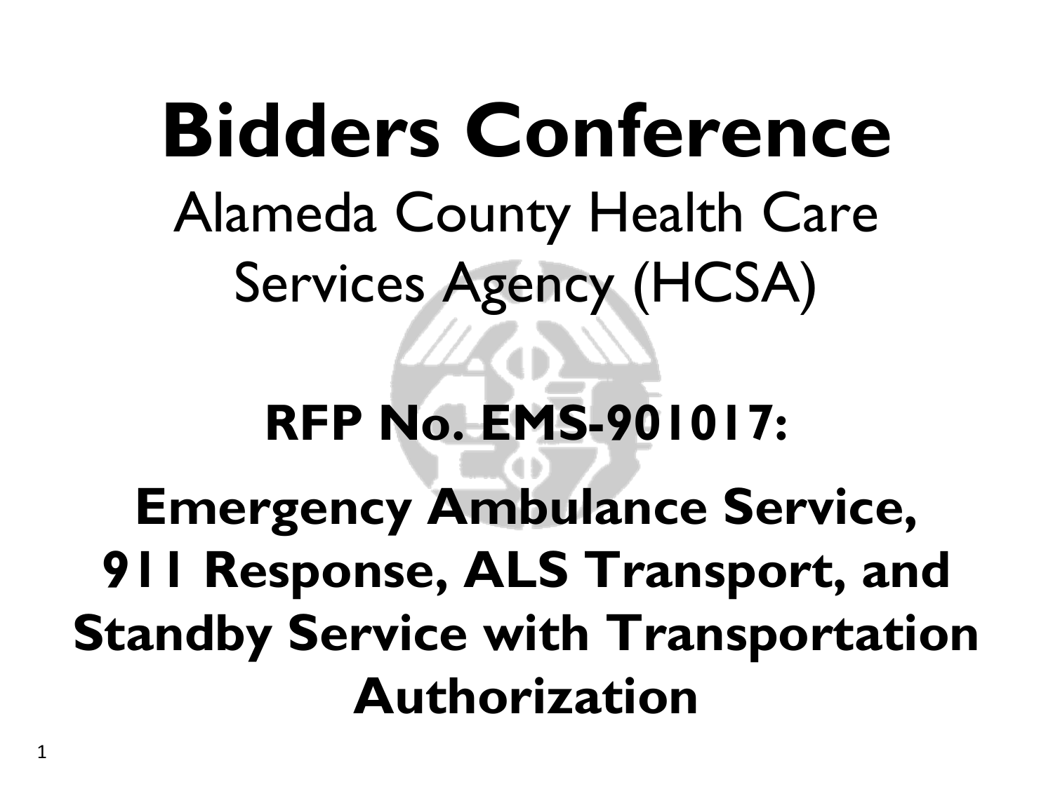# Bidders Conference

Alameda County Health Care Services Agency (HCSA)

## RFP No. EMS-901017:

## Emergency Ambulance Service, 911 Response, ALS Transport, and Standby Service with Transportation Authorization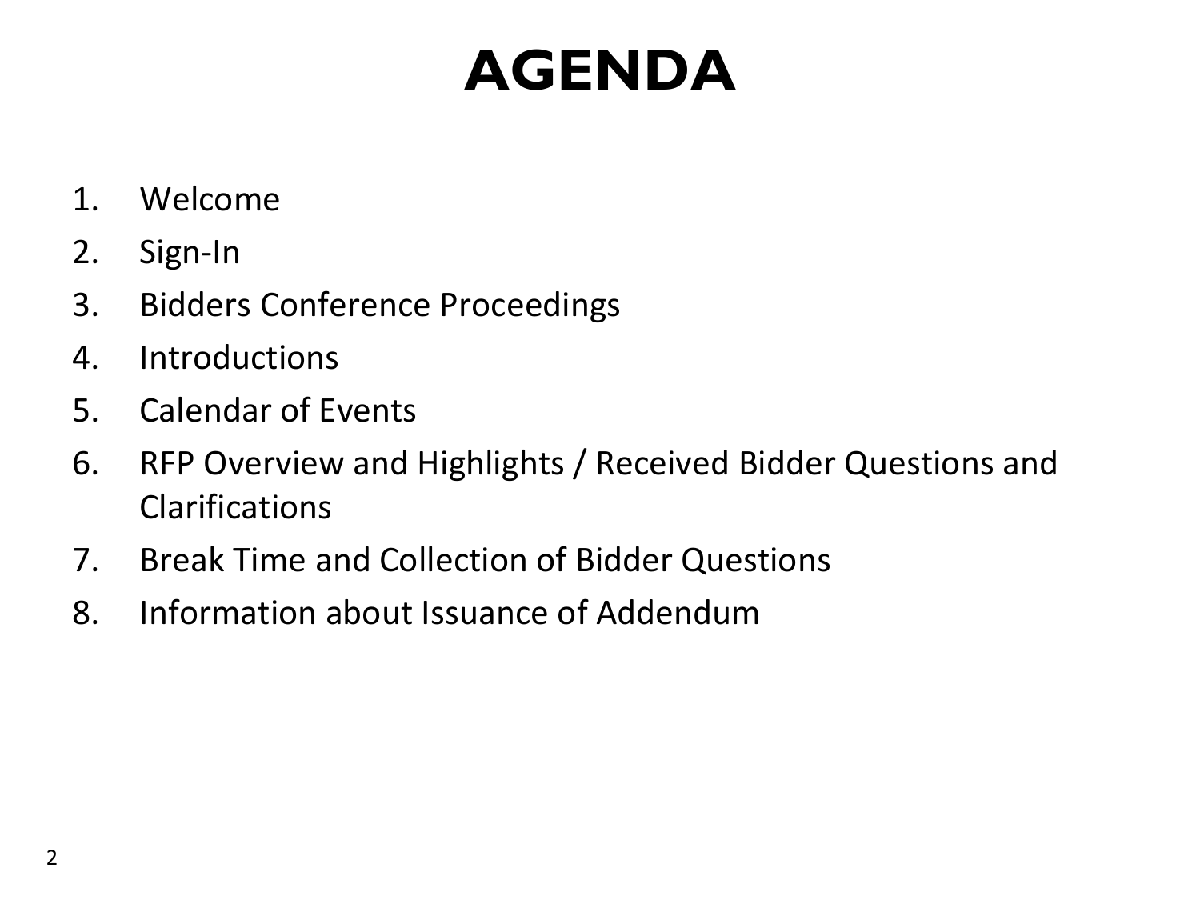# AGENDA

1. Welcome
2. Sign-In
3. Bidders Conference Proceedings
4. Introductions
5. Calendar of Events
6. RFP Overview and Highlights / Received Bidder Questions and Clarifications
7. Break Time and Collection of Bidder Questions
8. Information about Issuance of Addendum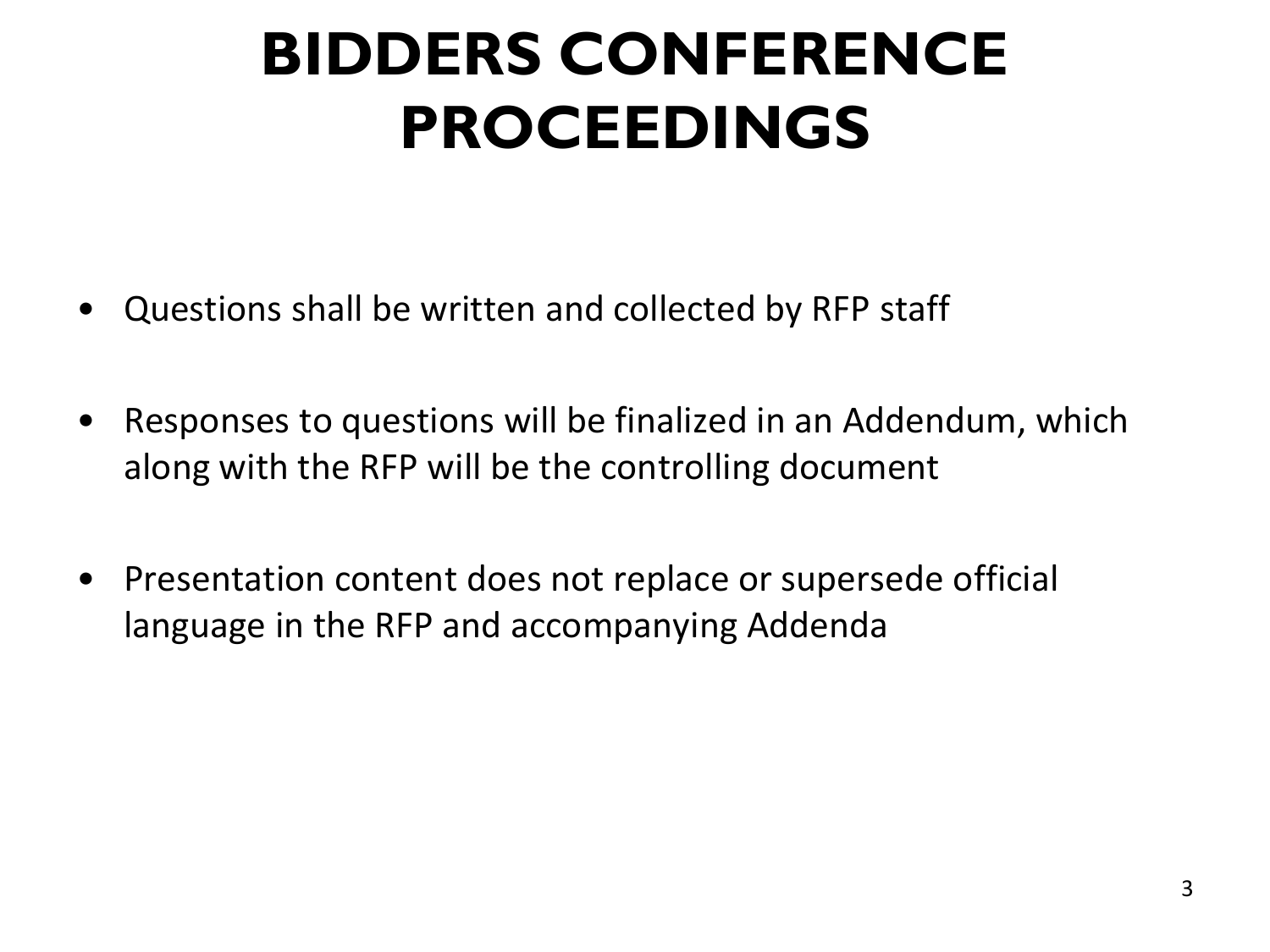# BIDDERS CONFERENCE PROCEEDINGS

- Questions shall be written and collected by RFP staff
- Responses to questions will be finalized in an Addendum, which along with the RFP will be the controlling document
- Presentation content does not replace or supersede official language in the RFP and accompanying Addenda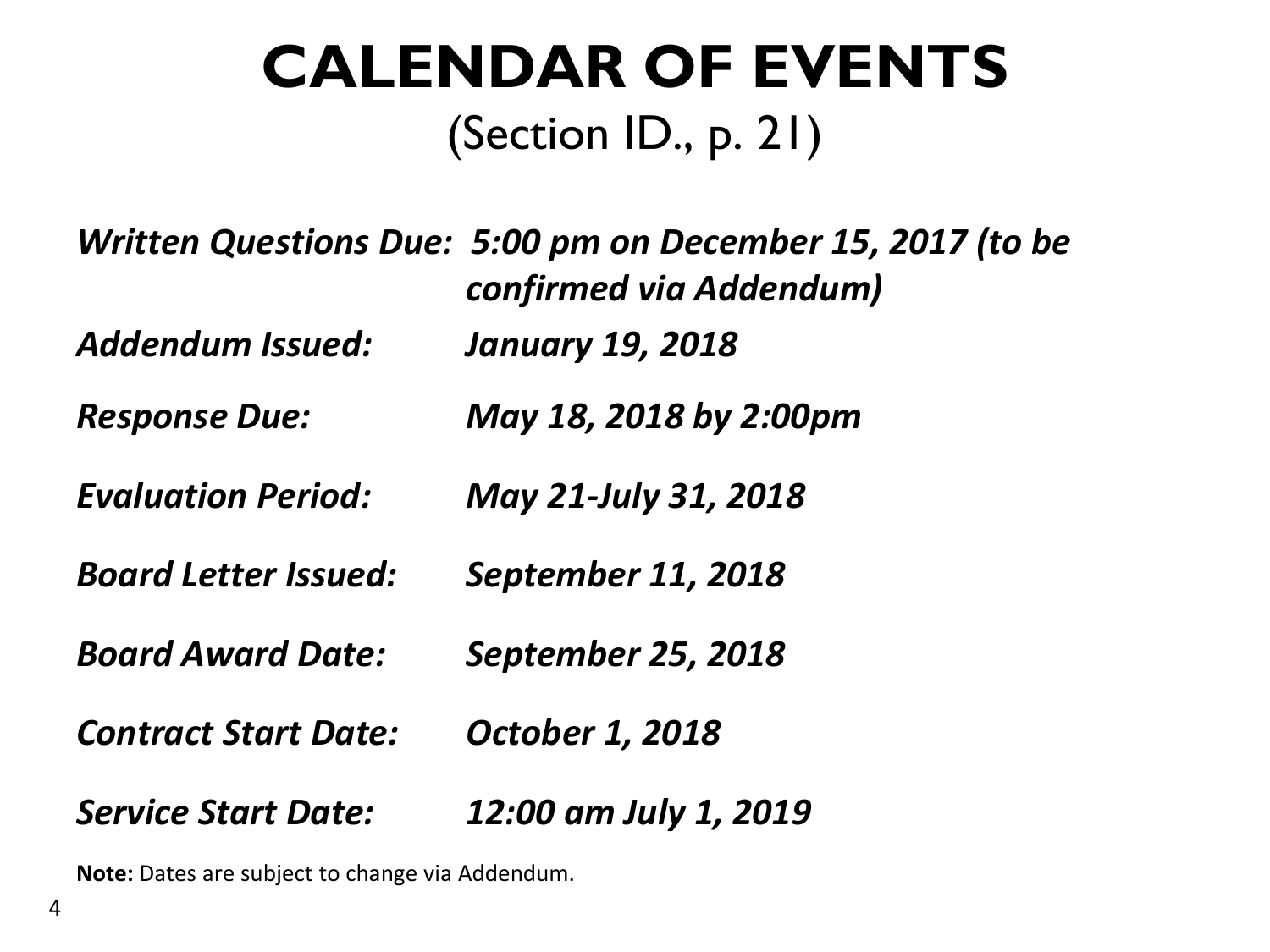# CALENDAR OF EVENTS

(Section ID., p. 21)

| | |
|---|---|
| ***Written Questions Due:*** | ***5:00 pm on December 15, 2017 (to be confirmed via Addendum)*** |
| ***Addendum Issued:*** | ***January 19, 2018*** |
| ***Response Due:*** | ***May 18, 2018 by 2:00pm*** |
| ***Evaluation Period:*** | ***May 21-July 31, 2018*** |
| ***Board Letter Issued:*** | ***September 11, 2018*** |
| ***Board Award Date:*** | ***September 25, 2018*** |
| ***Contract Start Date:*** | ***October 1, 2018*** |
| ***Service Start Date:*** | ***12:00 am July 1, 2019*** |

**Note:** Dates are subject to change via Addendum.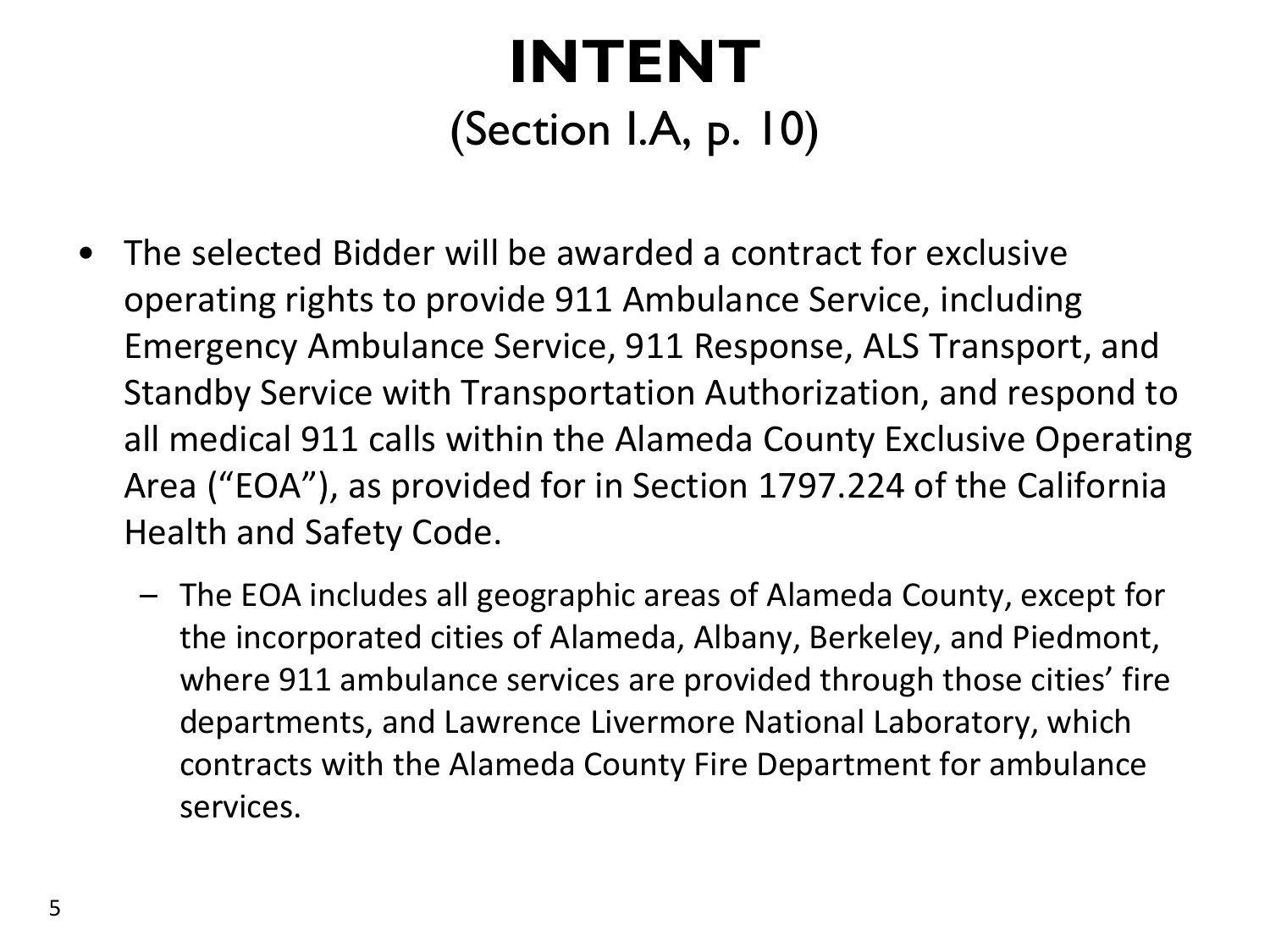# INTENT

## (Section I.A, p. 10)

- The selected Bidder will be awarded a contract for exclusive operating rights to provide 911 Ambulance Service, including Emergency Ambulance Service, 911 Response, ALS Transport, and Standby Service with Transportation Authorization, and respond to all medical 911 calls within the Alameda County Exclusive Operating Area ("EOA"), as provided for in Section 1797.224 of the California Health and Safety Code.
  - The EOA includes all geographic areas of Alameda County, except for the incorporated cities of Alameda, Albany, Berkeley, and Piedmont, where 911 ambulance services are provided through those cities' fire departments, and Lawrence Livermore National Laboratory, which contracts with the Alameda County Fire Department for ambulance services.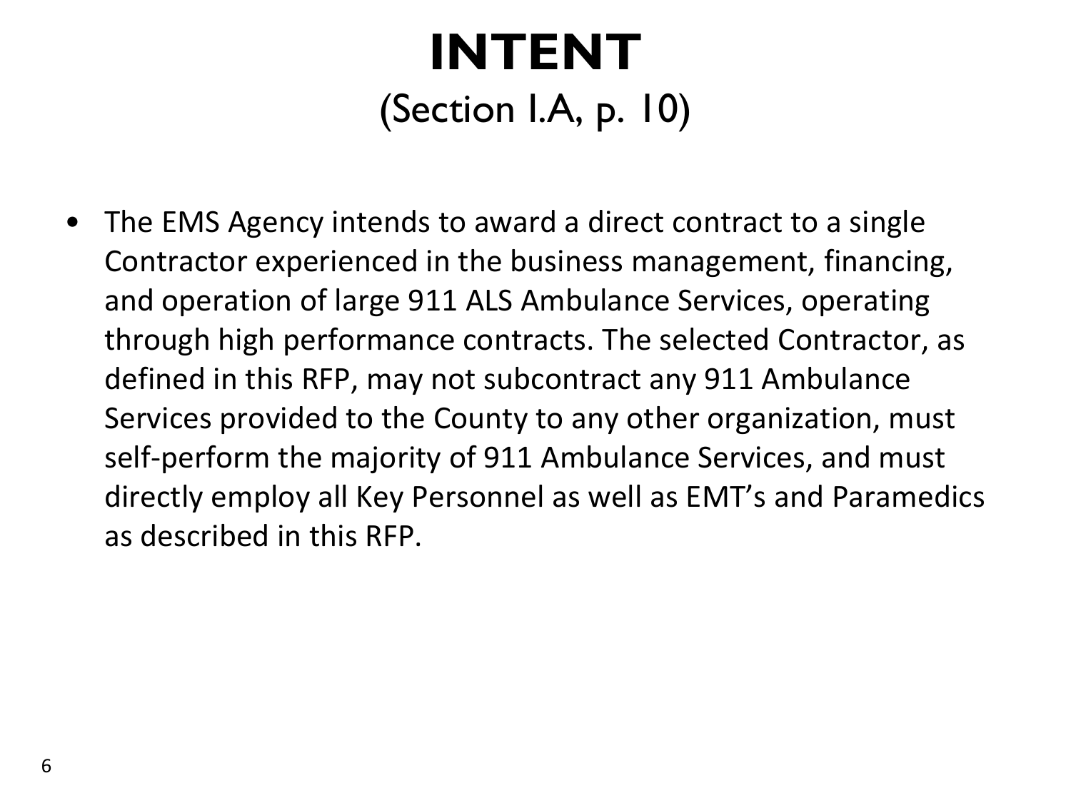# INTENT

(Section I.A, p. 10)

- The EMS Agency intends to award a direct contract to a single Contractor experienced in the business management, financing, and operation of large 911 ALS Ambulance Services, operating through high performance contracts. The selected Contractor, as defined in this RFP, may not subcontract any 911 Ambulance Services provided to the County to any other organization, must self-perform the majority of 911 Ambulance Services, and must directly employ all Key Personnel as well as EMT's and Paramedics as described in this RFP.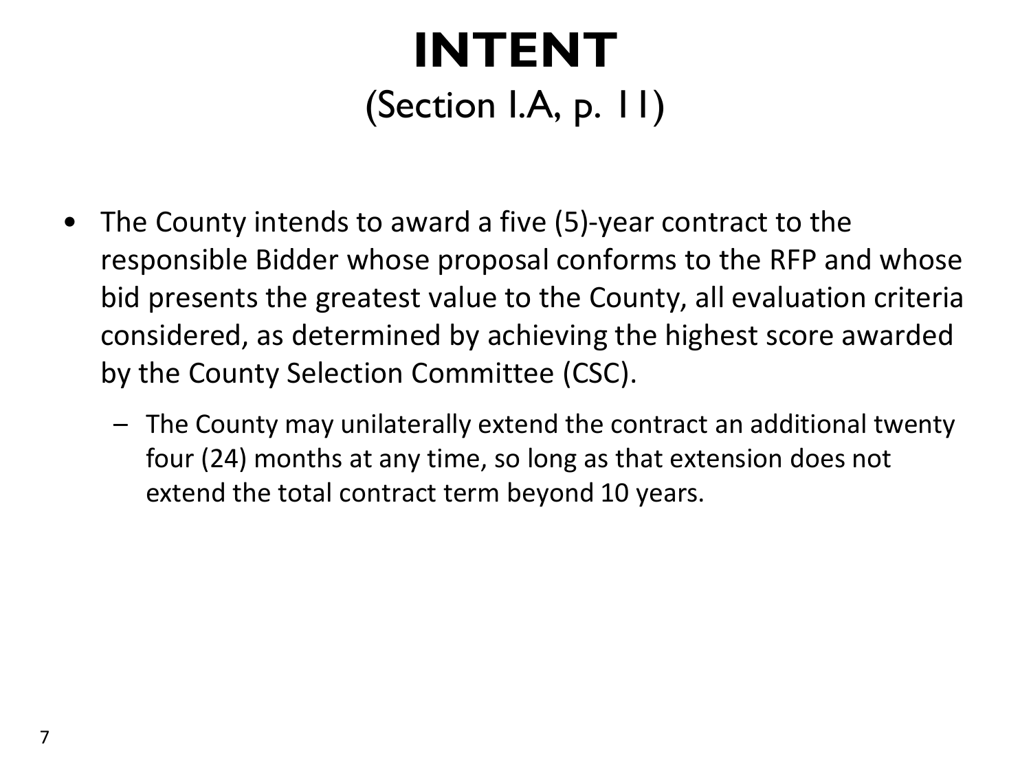# INTENT

## (Section I.A, p. 11)

- The County intends to award a five (5)-year contract to the responsible Bidder whose proposal conforms to the RFP and whose bid presents the greatest value to the County, all evaluation criteria considered, as determined by achieving the highest score awarded by the County Selection Committee (CSC).
  - The County may unilaterally extend the contract an additional twenty four (24) months at any time, so long as that extension does not extend the total contract term beyond 10 years.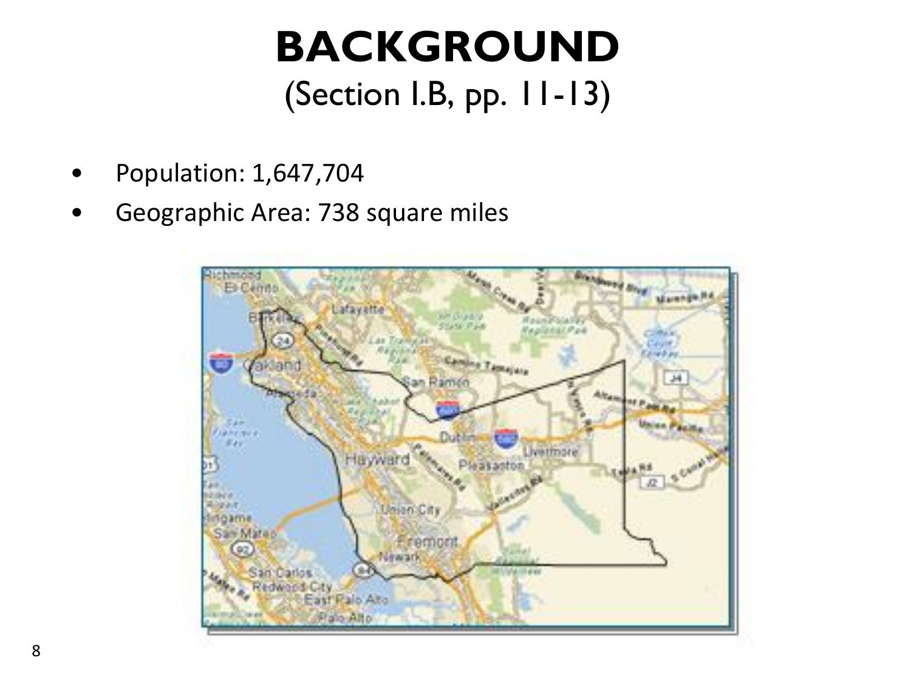# BACKGROUND

(Section I.B, pp. 11-13)

- Population: 1,647,704
- Geographic Area: 738 square miles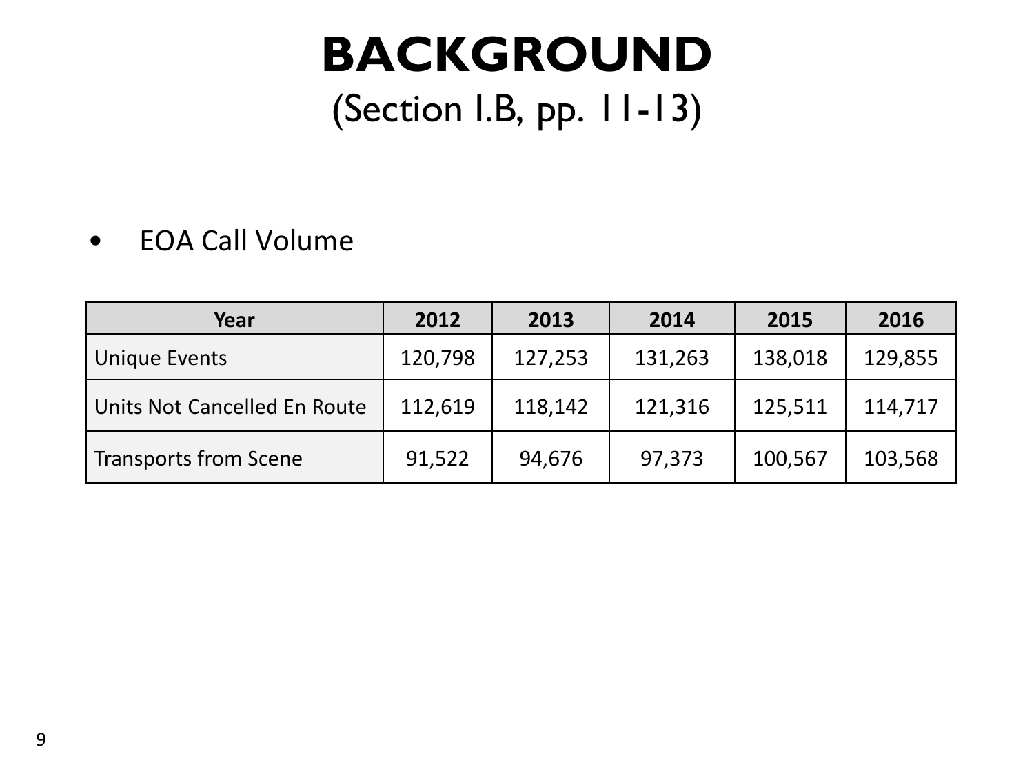# BACKGROUND

(Section I.B, pp. 11-13)

- EOA Call Volume

| Year | 2012 | 2013 | 2014 | 2015 | 2016 |
|---|---|---|---|---|---|
| Unique Events | 120,798 | 127,253 | 131,263 | 138,018 | 129,855 |
| Units Not Cancelled En Route | 112,619 | 118,142 | 121,316 | 125,511 | 114,717 |
| Transports from Scene | 91,522 | 94,676 | 97,373 | 100,567 | 103,568 |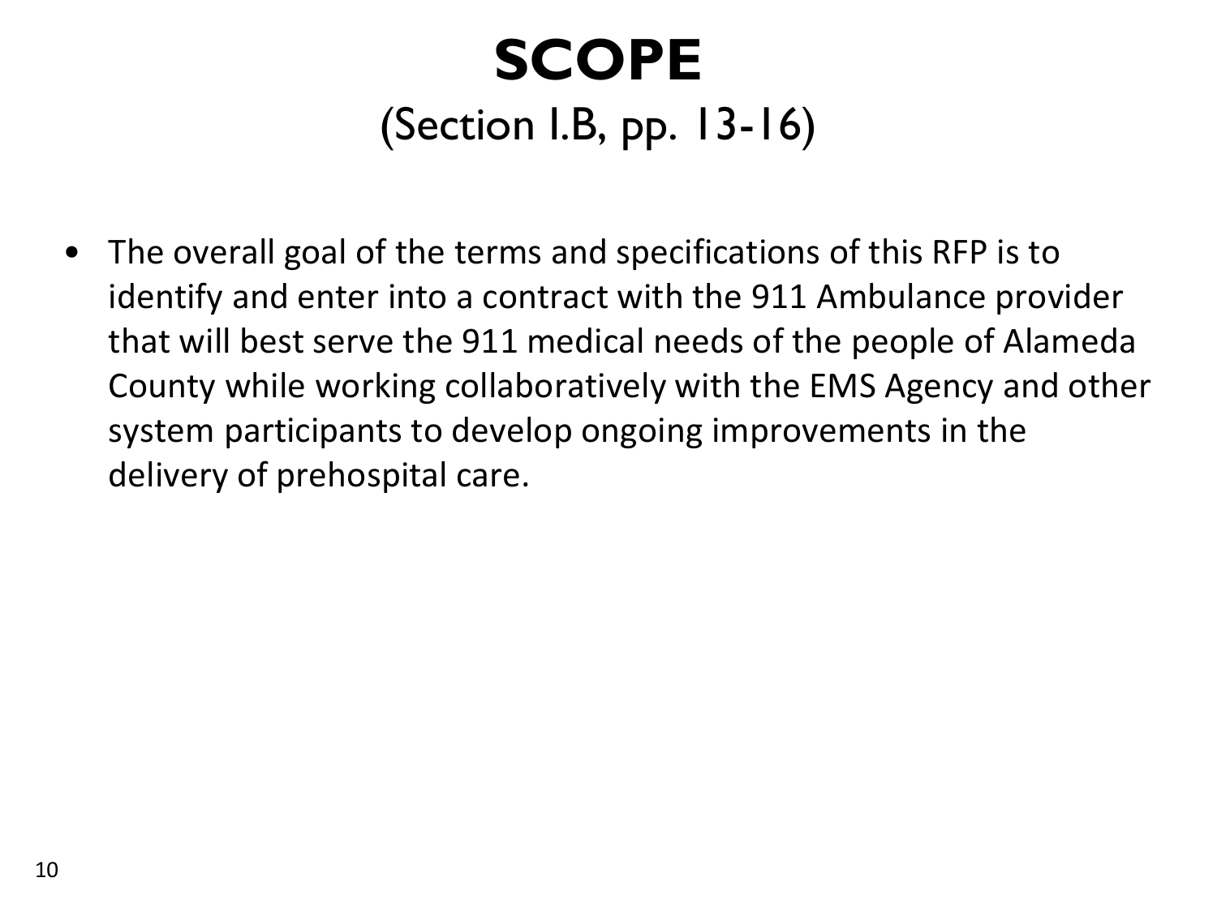# SCOPE

## (Section I.B, pp. 13-16)

- The overall goal of the terms and specifications of this RFP is to identify and enter into a contract with the 911 Ambulance provider that will best serve the 911 medical needs of the people of Alameda County while working collaboratively with the EMS Agency and other system participants to develop ongoing improvements in the delivery of prehospital care.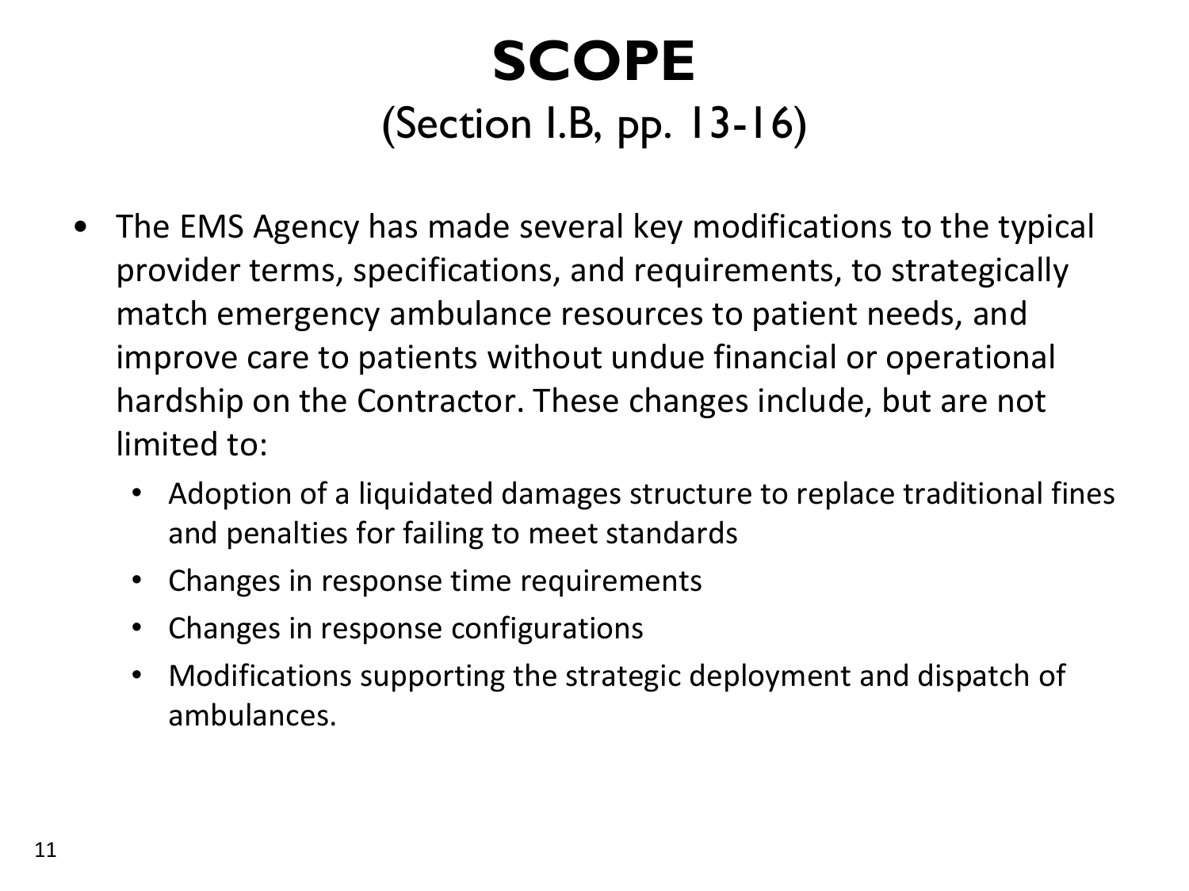# SCOPE
## (Section I.B, pp. 13-16)

- The EMS Agency has made several key modifications to the typical provider terms, specifications, and requirements, to strategically match emergency ambulance resources to patient needs, and improve care to patients without undue financial or operational hardship on the Contractor. These changes include, but are not limited to:
  - Adoption of a liquidated damages structure to replace traditional fines and penalties for failing to meet standards
  - Changes in response time requirements
  - Changes in response configurations
  - Modifications supporting the strategic deployment and dispatch of ambulances.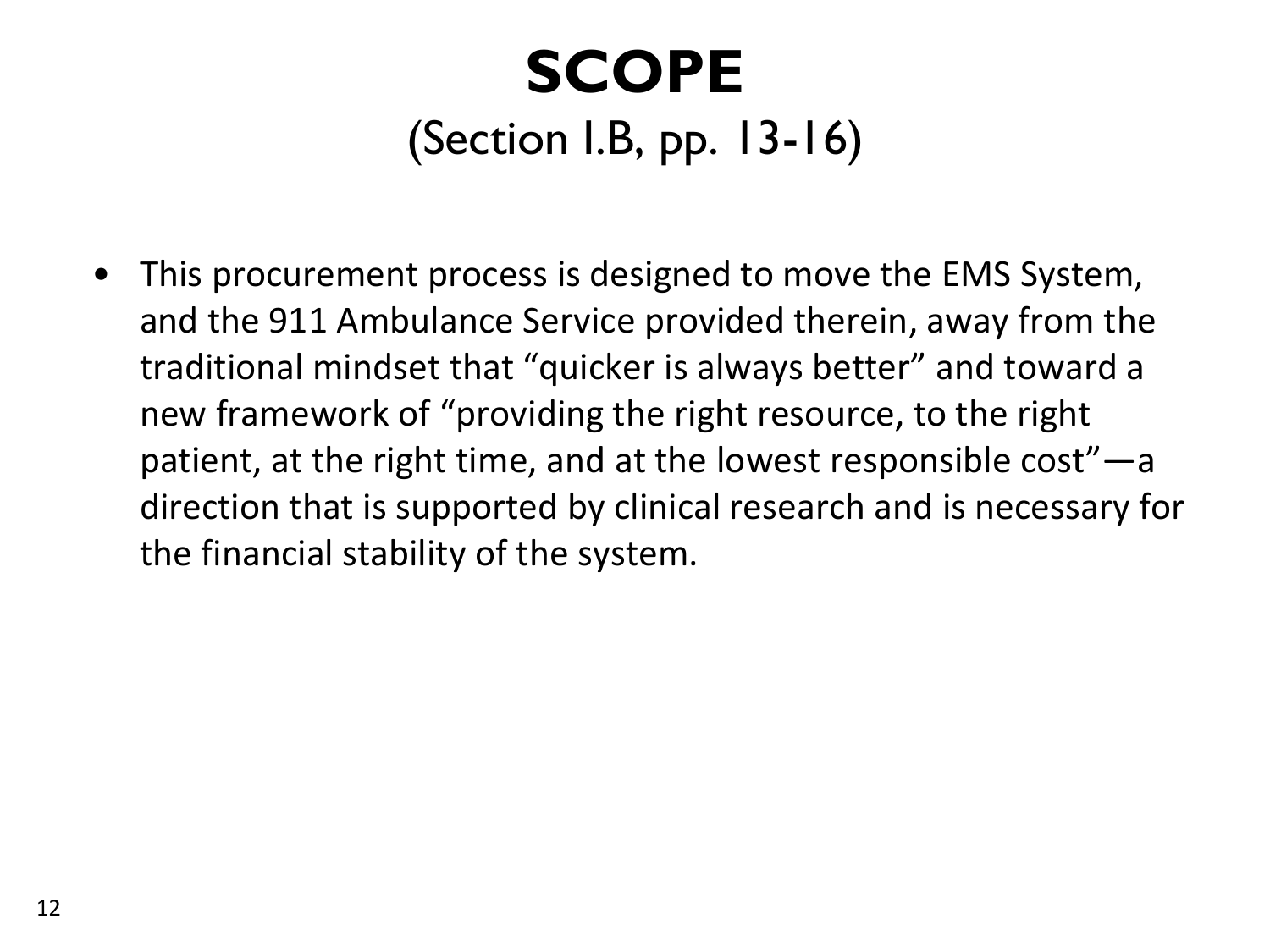# SCOPE

## (Section I.B, pp. 13-16)

- This procurement process is designed to move the EMS System, and the 911 Ambulance Service provided therein, away from the traditional mindset that "quicker is always better" and toward a new framework of "providing the right resource, to the right patient, at the right time, and at the lowest responsible cost"—a direction that is supported by clinical research and is necessary for the financial stability of the system.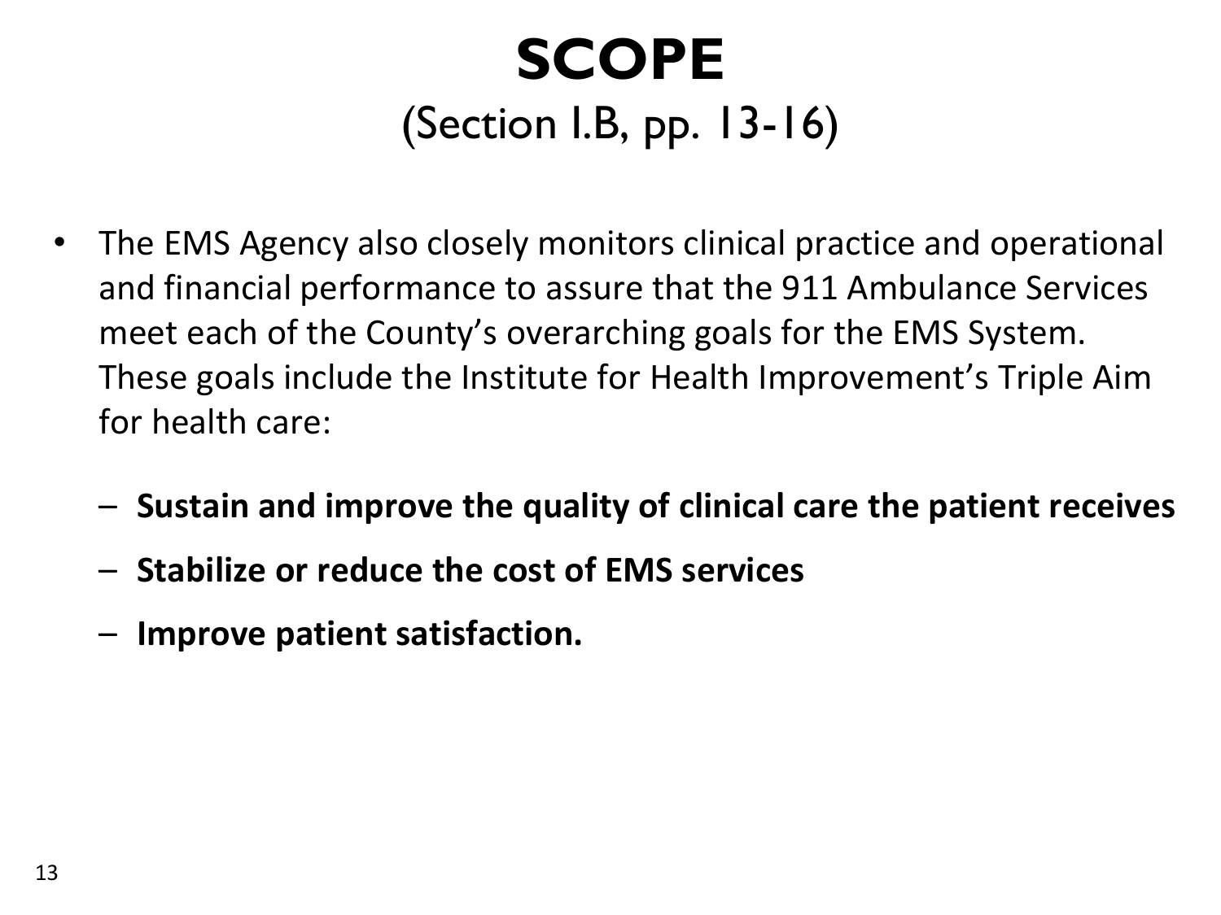# SCOPE
## (Section I.B, pp. 13-16)

- The EMS Agency also closely monitors clinical practice and operational and financial performance to assure that the 911 Ambulance Services meet each of the County's overarching goals for the EMS System. These goals include the Institute for Health Improvement's Triple Aim for health care:
  - **Sustain and improve the quality of clinical care the patient receives**
  - **Stabilize or reduce the cost of EMS services**
  - **Improve patient satisfaction.**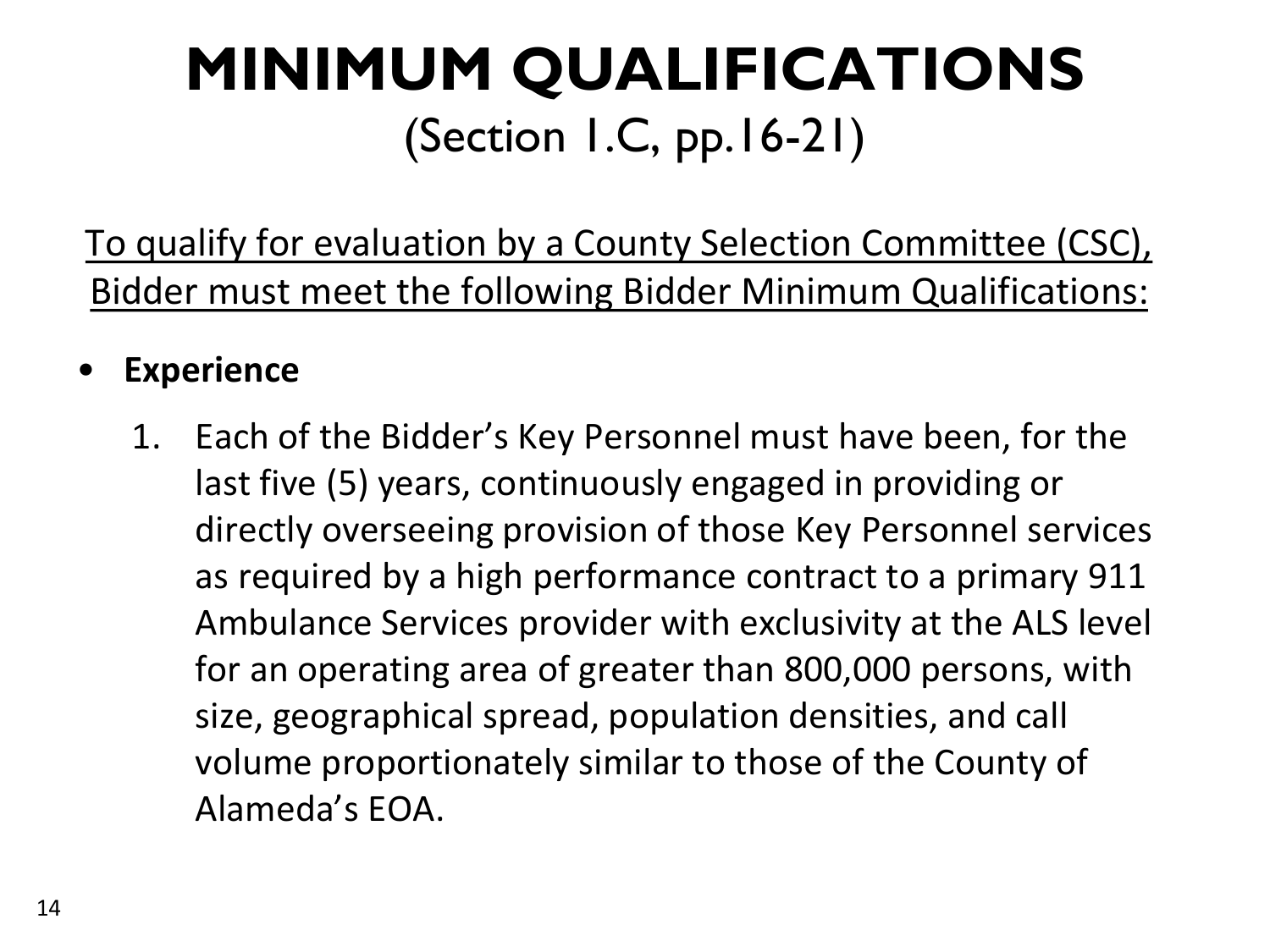# MINIMUM QUALIFICATIONS

(Section 1.C, pp.16-21)

To qualify for evaluation by a County Selection Committee (CSC), Bidder must meet the following Bidder Minimum Qualifications:

- **Experience**

  1. Each of the Bidder's Key Personnel must have been, for the last five (5) years, continuously engaged in providing or directly overseeing provision of those Key Personnel services as required by a high performance contract to a primary 911 Ambulance Services provider with exclusivity at the ALS level for an operating area of greater than 800,000 persons, with size, geographical spread, population densities, and call volume proportionately similar to those of the County of Alameda's EOA.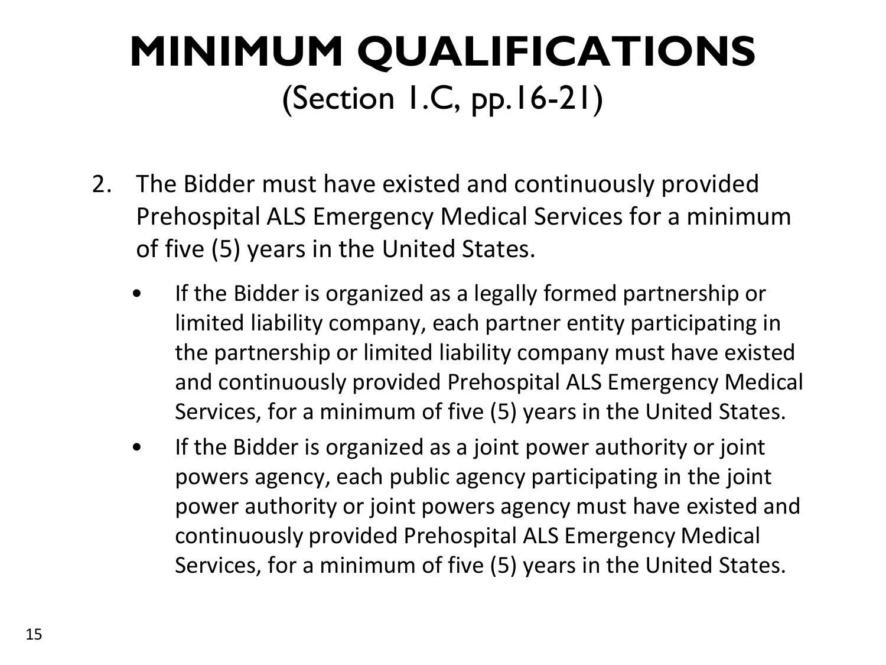# MINIMUM QUALIFICATIONS

(Section 1.C, pp.16-21)

2. The Bidder must have existed and continuously provided Prehospital ALS Emergency Medical Services for a minimum of five (5) years in the United States.

   - If the Bidder is organized as a legally formed partnership or limited liability company, each partner entity participating in the partnership or limited liability company must have existed and continuously provided Prehospital ALS Emergency Medical Services, for a minimum of five (5) years in the United States.
   - If the Bidder is organized as a joint power authority or joint powers agency, each public agency participating in the joint power authority or joint powers agency must have existed and continuously provided Prehospital ALS Emergency Medical Services, for a minimum of five (5) years in the United States.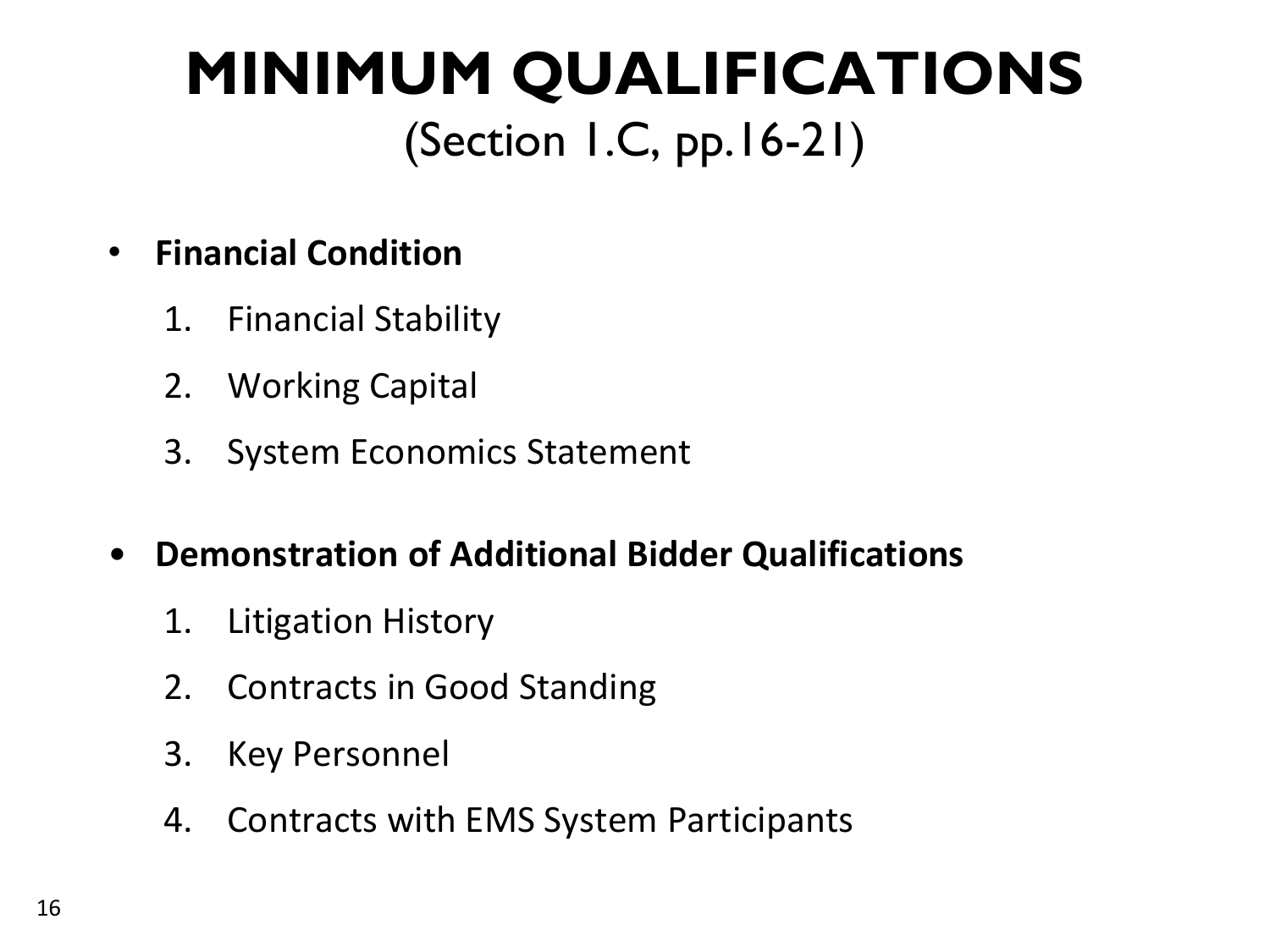# MINIMUM QUALIFICATIONS

(Section 1.C, pp.16-21)

- **Financial Condition**
  1. Financial Stability
  2. Working Capital
  3. System Economics Statement

- **Demonstration of Additional Bidder Qualifications**
  1. Litigation History
  2. Contracts in Good Standing
  3. Key Personnel
  4. Contracts with EMS System Participants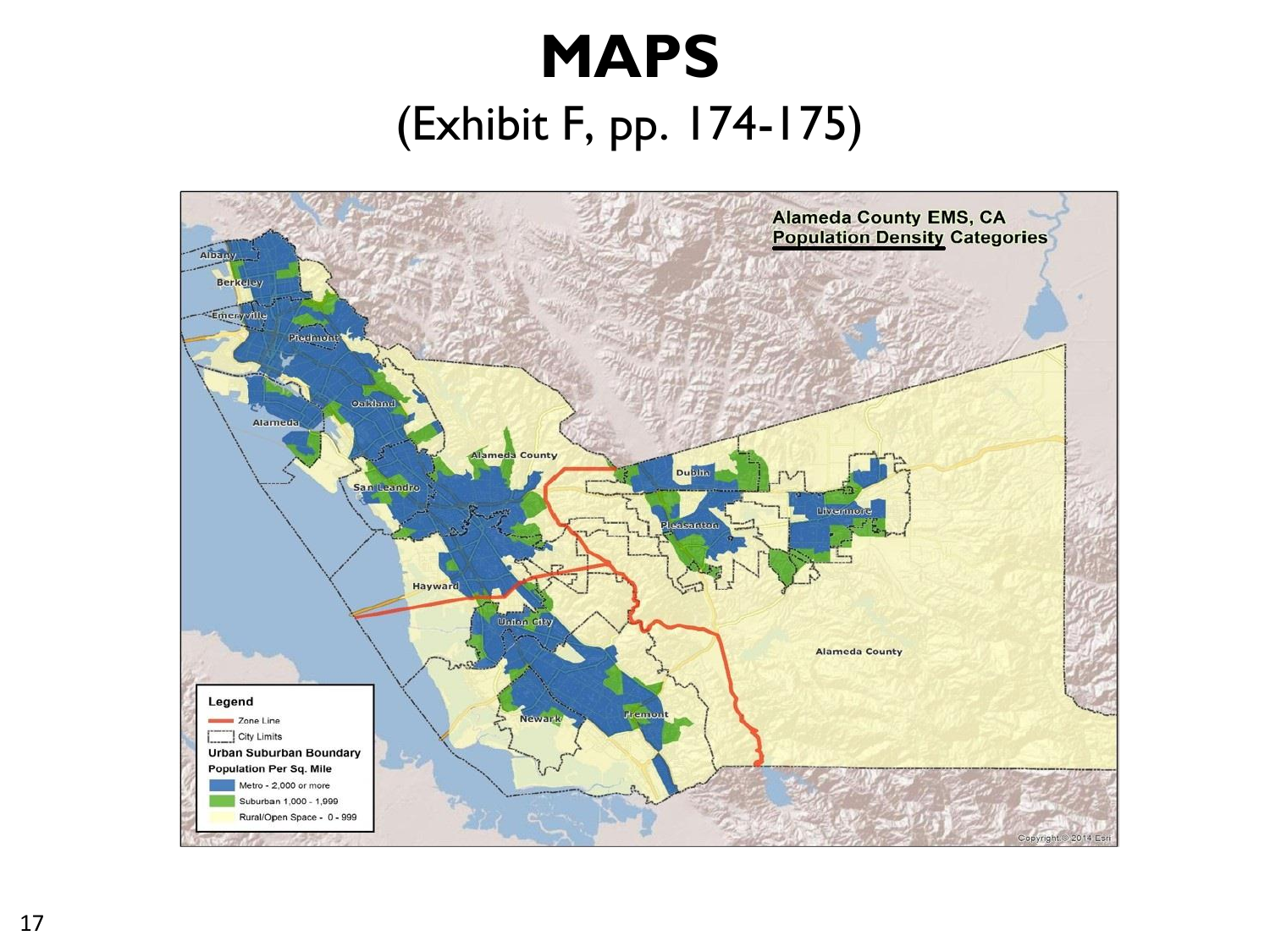# MAPS

(Exhibit F, pp. 174-175)

Alameda County EMS, CA
Population Density Categories

Legend
- Zone Line
- City Limits

Urban Suburban Boundary
Population Per Sq. Mile
- Metro - 2,000 or more
- Suburban 1,000 - 1,999
- Rural/Open Space - 0 - 999

Albany, Berkeley, Emeryville, Piedmont, Oakland, Alameda, San Leandro, Alameda County, Hayward, Union City, Newark, Fremont, Dublin, Pleasanton, Livermore, Alameda County

Copyright © 2014 Esri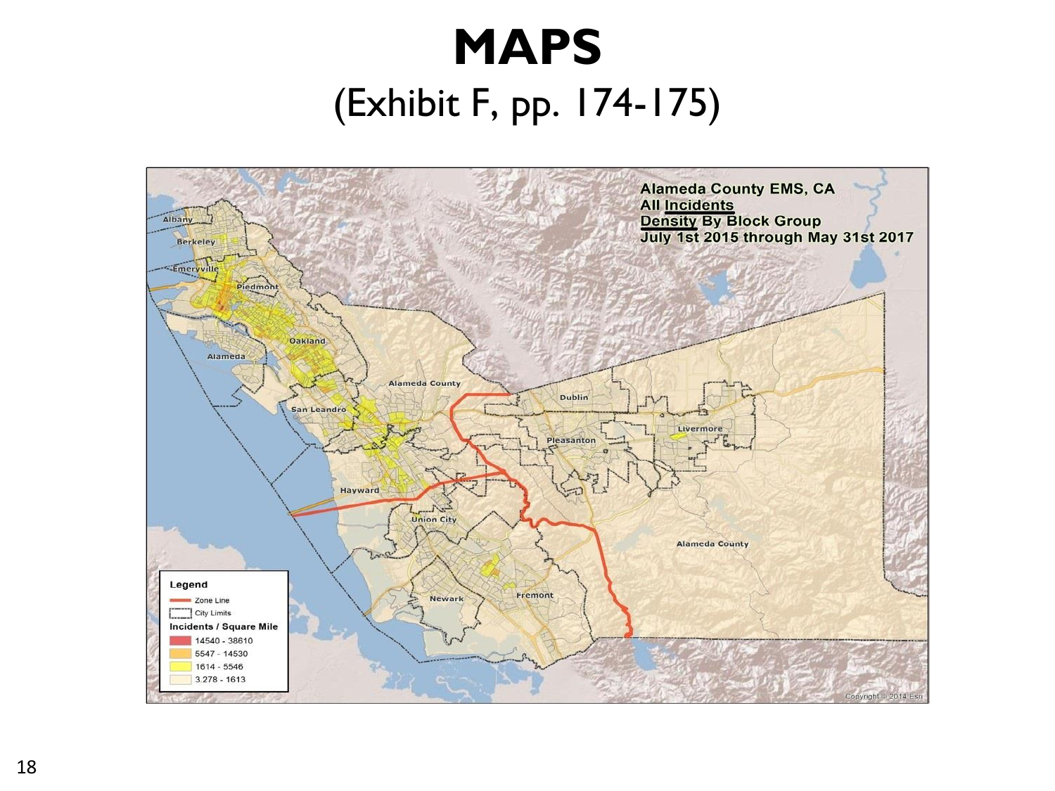# MAPS

(Exhibit F, pp. 174-175)

**Alameda County EMS, CA**
**All Incidents**
**Density By Block Group**
**July 1st 2015 through May 31st 2017**

Albany, Berkeley, Emeryville, Piedmont, Oakland, Alameda, Alameda County, San Leandro, Dublin, Livermore, Pleasanton, Hayward, Union City, Alameda County, Newark, Fremont

**Legend**

- Zone Line
- City Limits

**Incidents / Square Mile**

- 14540 - 38610
- 5547 - 14530
- 1614 - 5546
- 3.278 - 1613

Copyright © 2014 Esri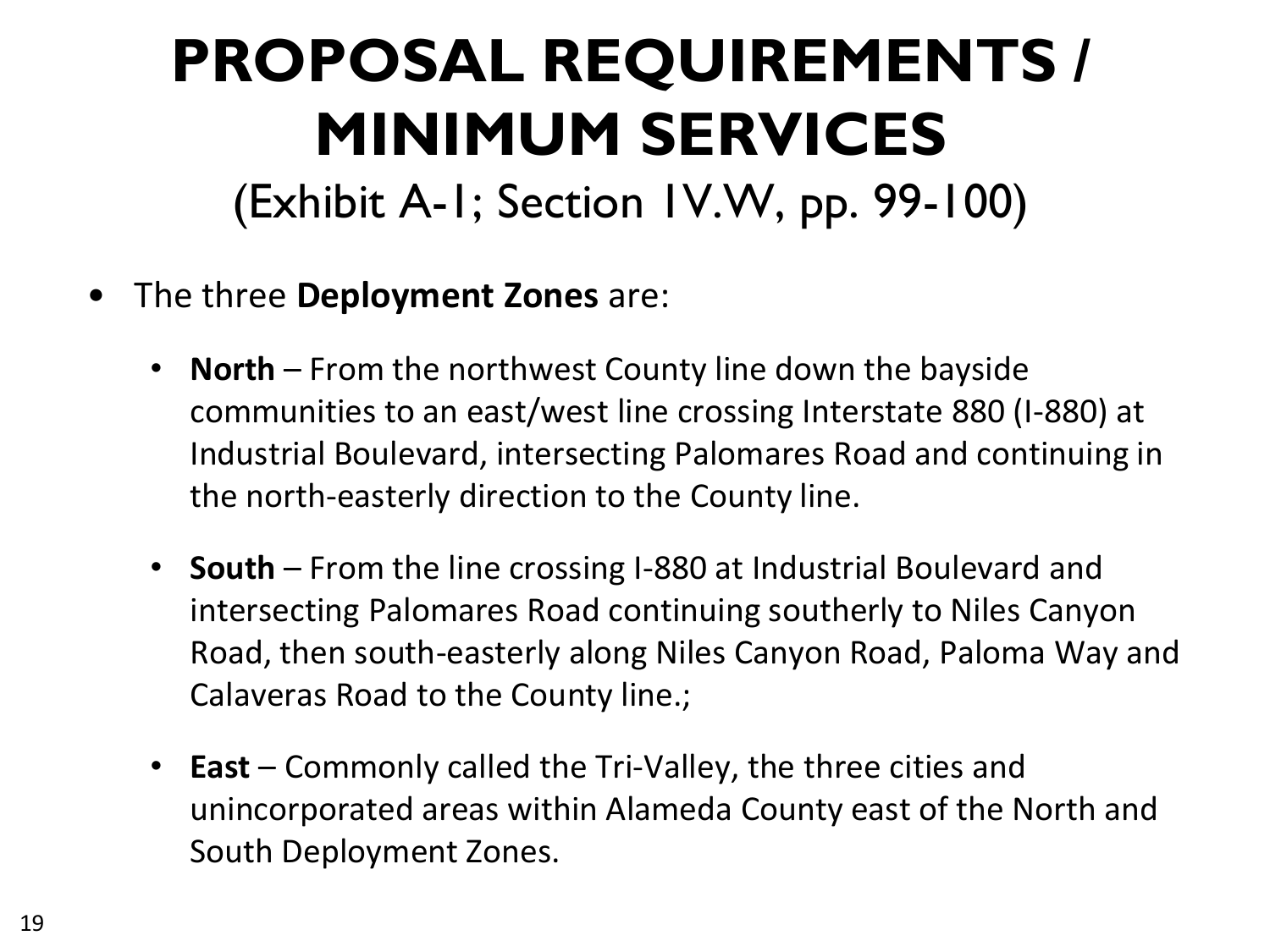# PROPOSAL REQUIREMENTS / MINIMUM SERVICES

(Exhibit A-1; Section 1V.W, pp. 99-100)

- The three **Deployment Zones** are:
  - **North** – From the northwest County line down the bayside communities to an east/west line crossing Interstate 880 (I-880) at Industrial Boulevard, intersecting Palomares Road and continuing in the north-easterly direction to the County line.
  - **South** – From the line crossing I-880 at Industrial Boulevard and intersecting Palomares Road continuing southerly to Niles Canyon Road, then south-easterly along Niles Canyon Road, Paloma Way and Calaveras Road to the County line.;
  - **East** – Commonly called the Tri-Valley, the three cities and unincorporated areas within Alameda County east of the North and South Deployment Zones.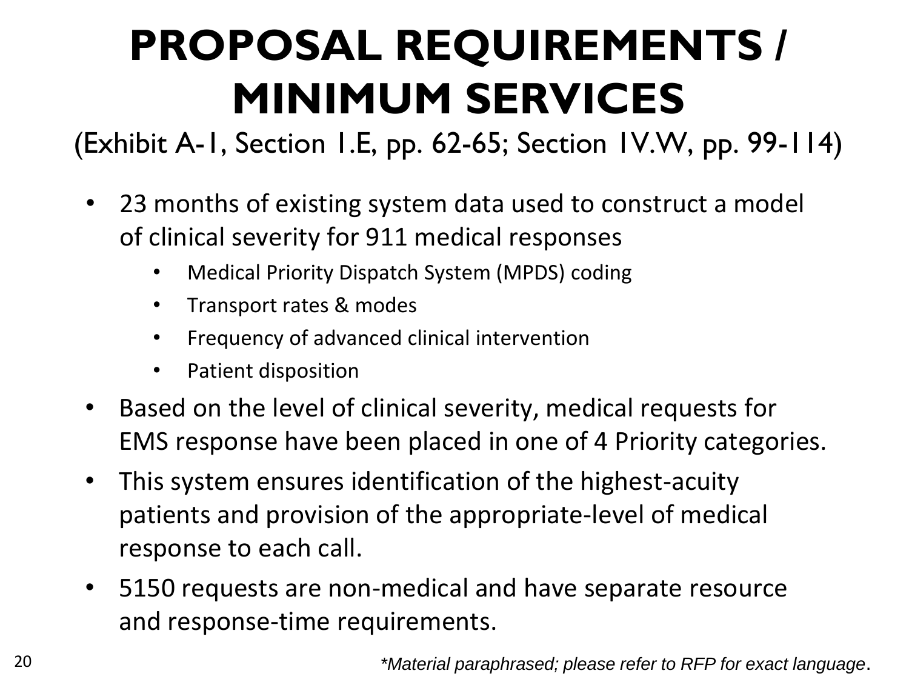# PROPOSAL REQUIREMENTS / MINIMUM SERVICES

(Exhibit A-1, Section 1.E, pp. 62-65; Section IV.W, pp. 99-114)

- 23 months of existing system data used to construct a model of clinical severity for 911 medical responses
  - Medical Priority Dispatch System (MPDS) coding
  - Transport rates & modes
  - Frequency of advanced clinical intervention
  - Patient disposition
- Based on the level of clinical severity, medical requests for EMS response have been placed in one of 4 Priority categories.
- This system ensures identification of the highest-acuity patients and provision of the appropriate-level of medical response to each call.
- 5150 requests are non-medical and have separate resource and response-time requirements.

*\*Material paraphrased; please refer to RFP for exact language.*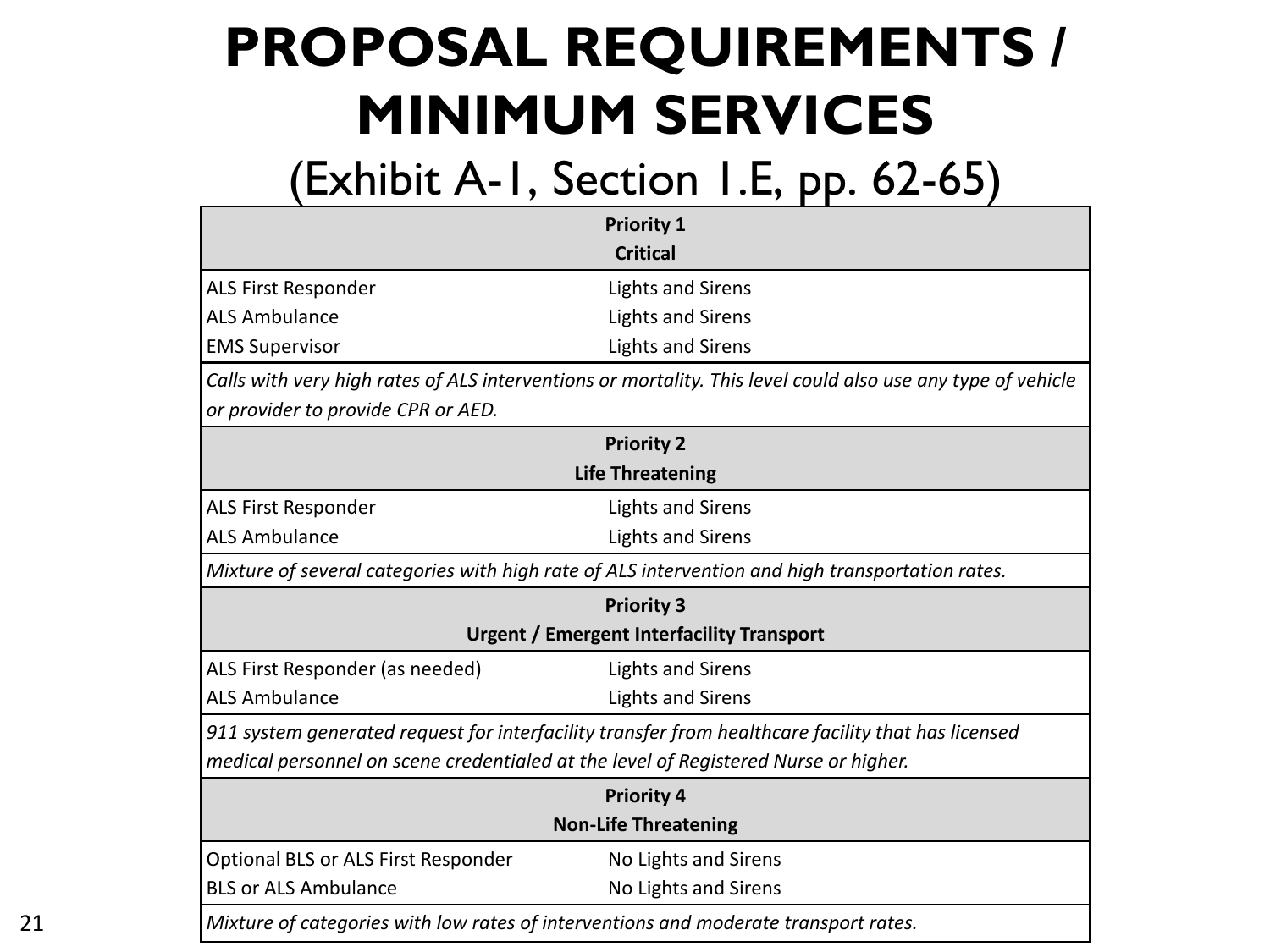# PROPOSAL REQUIREMENTS / MINIMUM SERVICES

(Exhibit A-1, Section 1.E, pp. 62-65)

| **Priority 1**<br>**Critical** | |
|---|---|
| ALS First Responder | Lights and Sirens |
| ALS Ambulance | Lights and Sirens |
| EMS Supervisor | Lights and Sirens |
| *Calls with very high rates of ALS interventions or mortality. This level could also use any type of vehicle or provider to provide CPR or AED.* | |
| **Priority 2**<br>**Life Threatening** | |
| ALS First Responder | Lights and Sirens |
| ALS Ambulance | Lights and Sirens |
| *Mixture of several categories with high rate of ALS intervention and high transportation rates.* | |
| **Priority 3**<br>**Urgent / Emergent Interfacility Transport** | |
| ALS First Responder (as needed) | Lights and Sirens |
| ALS Ambulance | Lights and Sirens |
| *911 system generated request for interfacility transfer from healthcare facility that has licensed medical personnel on scene credentialed at the level of Registered Nurse or higher.* | |
| **Priority 4**<br>**Non-Life Threatening** | |
| Optional BLS or ALS First Responder | No Lights and Sirens |
| BLS or ALS Ambulance | No Lights and Sirens |
| *Mixture of categories with low rates of interventions and moderate transport rates.* | |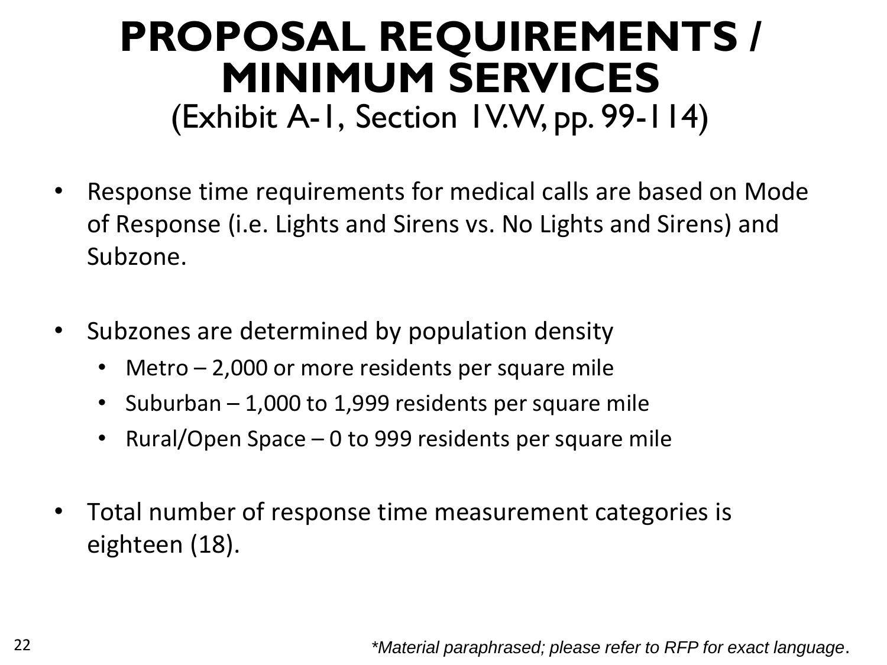# PROPOSAL REQUIREMENTS / MINIMUM SERVICES

(Exhibit A-1, Section IV.W, pp. 99-114)

- Response time requirements for medical calls are based on Mode of Response (i.e. Lights and Sirens vs. No Lights and Sirens) and Subzone.

- Subzones are determined by population density
  - Metro – 2,000 or more residents per square mile
  - Suburban – 1,000 to 1,999 residents per square mile
  - Rural/Open Space – 0 to 999 residents per square mile

- Total number of response time measurement categories is eighteen (18).

*\*Material paraphrased; please refer to RFP for exact language.*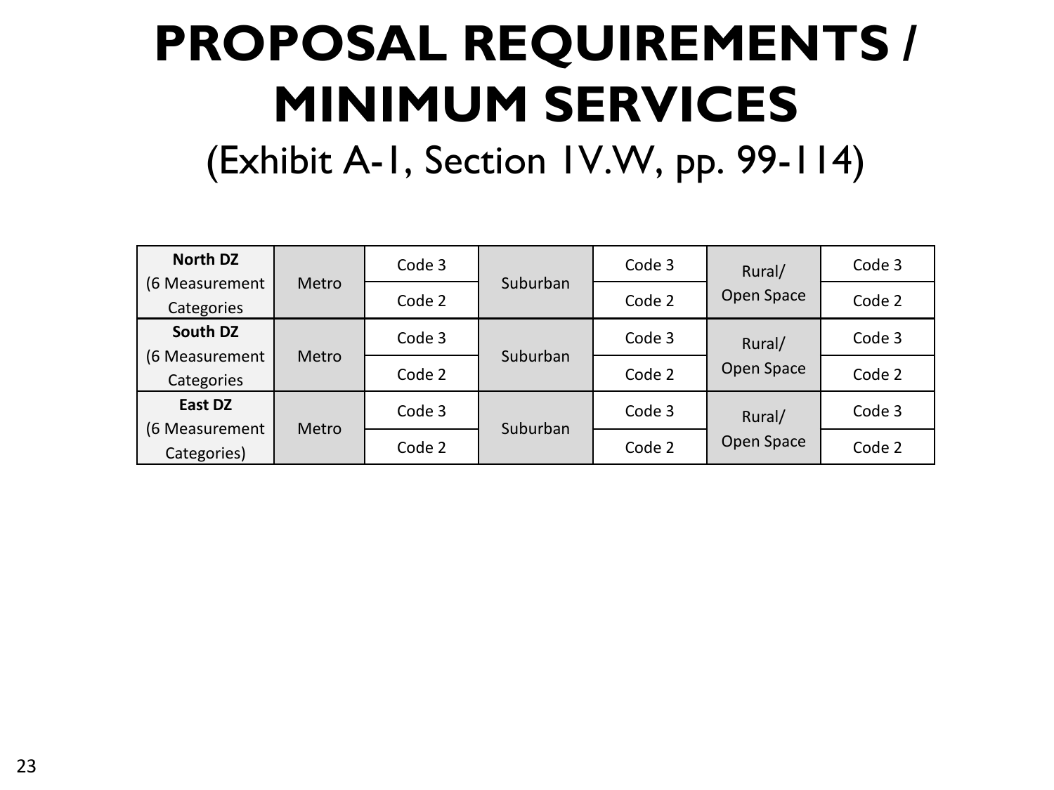# PROPOSAL REQUIREMENTS / MINIMUM SERVICES

(Exhibit A-1, Section 1V.W, pp. 99-114)

| | | | | | | |
|---|---|---|---|---|---|---|
| **North DZ** (6 Measurement Categories | Metro | Code 3 | Suburban | Code 3 | Rural/ Open Space | Code 3 |
| | | Code 2 | | Code 2 | | Code 2 |
| **South DZ** (6 Measurement Categories | Metro | Code 3 | Suburban | Code 3 | Rural/ Open Space | Code 3 |
| | | Code 2 | | Code 2 | | Code 2 |
| **East DZ** (6 Measurement Categories) | Metro | Code 3 | Suburban | Code 3 | Rural/ Open Space | Code 3 |
| | | Code 2 | | Code 2 | | Code 2 |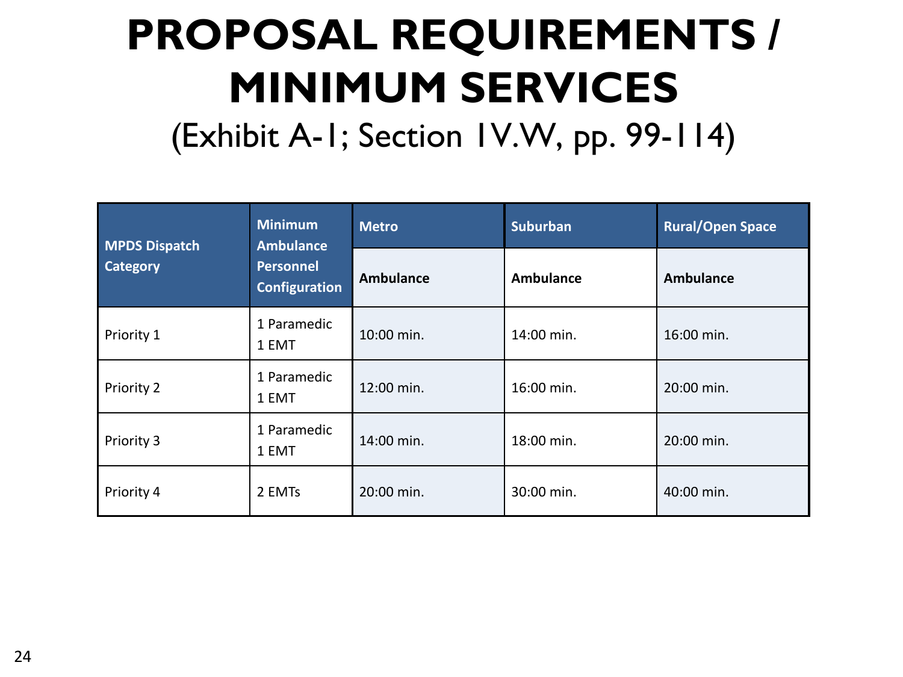# PROPOSAL REQUIREMENTS / MINIMUM SERVICES

(Exhibit A-1; Section 1V.W, pp. 99-114)

| MPDS Dispatch Category | Minimum Ambulance Personnel Configuration | Metro | Suburban | Rural/Open Space |
|---|---|---|---|---|
| | | Ambulance | Ambulance | Ambulance |
| Priority 1 | 1 Paramedic 1 EMT | 10:00 min. | 14:00 min. | 16:00 min. |
| Priority 2 | 1 Paramedic 1 EMT | 12:00 min. | 16:00 min. | 20:00 min. |
| Priority 3 | 1 Paramedic 1 EMT | 14:00 min. | 18:00 min. | 20:00 min. |
| Priority 4 | 2 EMTs | 20:00 min. | 30:00 min. | 40:00 min. |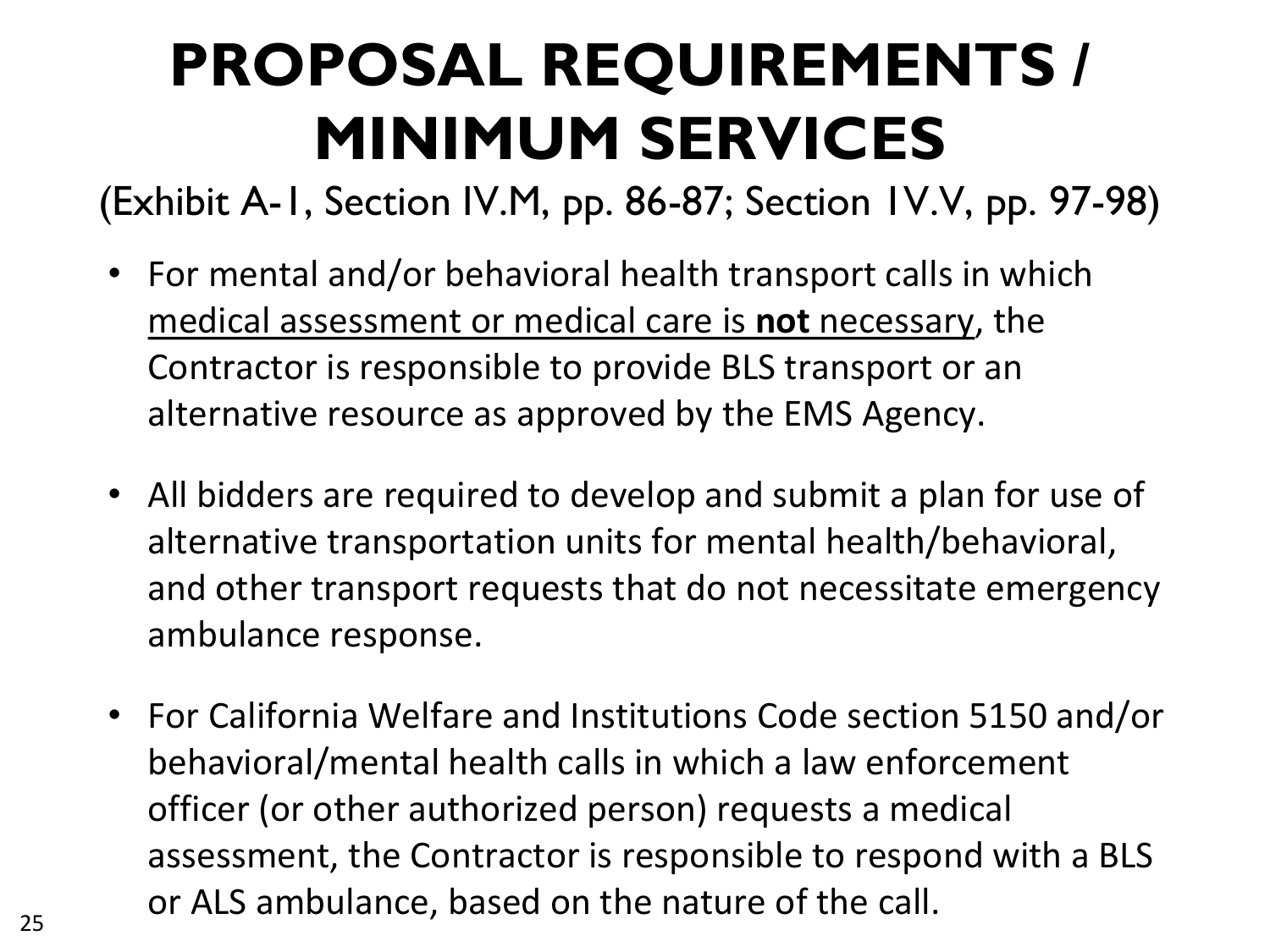# PROPOSAL REQUIREMENTS / MINIMUM SERVICES

(Exhibit A-1, Section IV.M, pp. 86-87; Section 1V.V, pp. 97-98)

- For mental and/or behavioral health transport calls in which <u>medical assessment or medical care is **not** necessary</u>, the Contractor is responsible to provide BLS transport or an alternative resource as approved by the EMS Agency.

- All bidders are required to develop and submit a plan for use of alternative transportation units for mental health/behavioral, and other transport requests that do not necessitate emergency ambulance response.

- For California Welfare and Institutions Code section 5150 and/or behavioral/mental health calls in which a law enforcement officer (or other authorized person) requests a medical assessment, the Contractor is responsible to respond with a BLS or ALS ambulance, based on the nature of the call.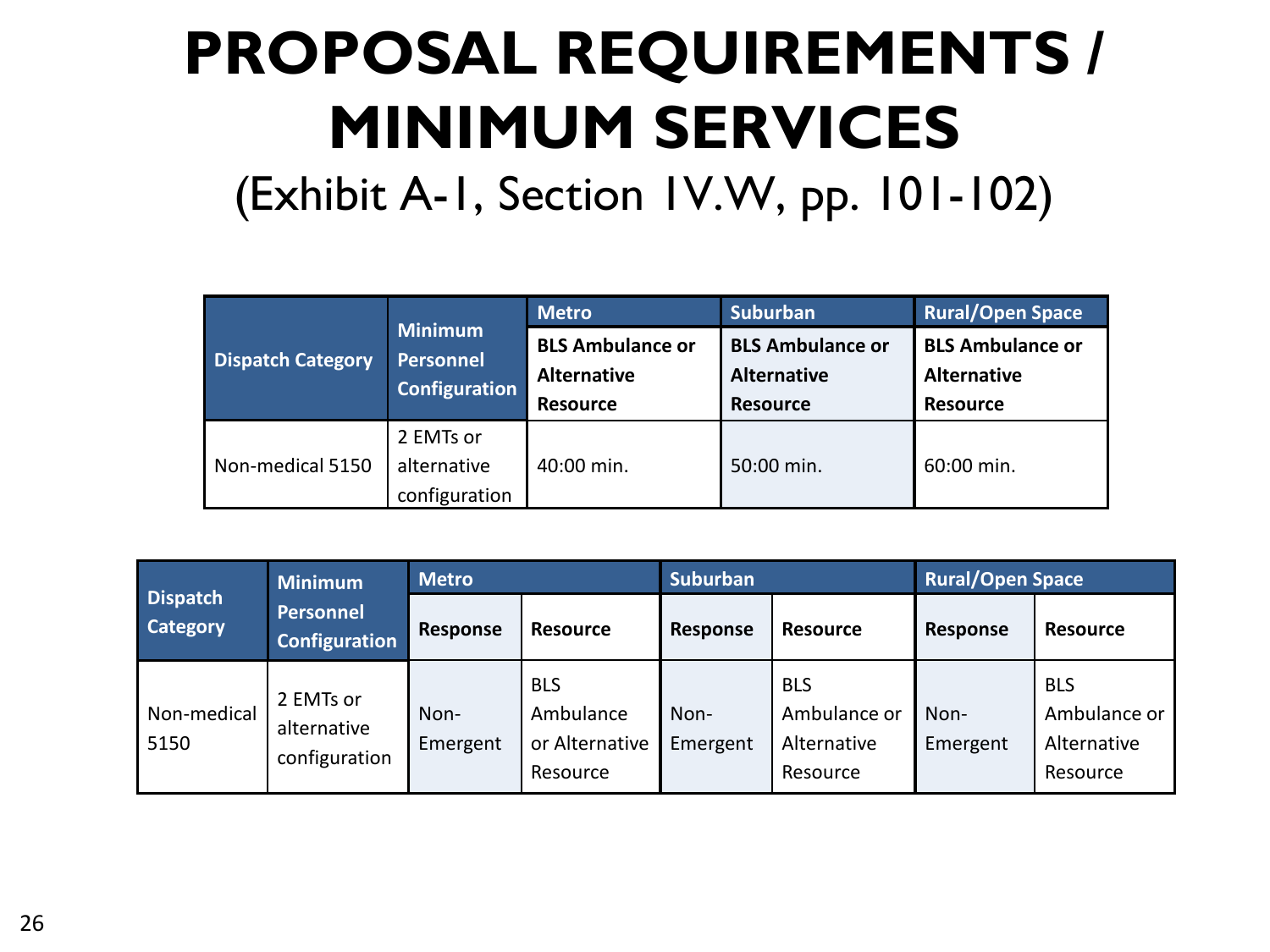# PROPOSAL REQUIREMENTS / MINIMUM SERVICES

(Exhibit A-1, Section 1V.W, pp. 101-102)

| Dispatch Category | Minimum Personnel Configuration | Metro | Suburban | Rural/Open Space |
|---|---|---|---|---|
| | | **BLS Ambulance or Alternative Resource** | **BLS Ambulance or Alternative Resource** | **BLS Ambulance or Alternative Resource** |
| Non-medical 5150 | 2 EMTs or alternative configuration | 40:00 min. | 50:00 min. | 60:00 min. |

| Dispatch Category | Minimum Personnel Configuration | Metro | | Suburban | | Rural/Open Space | |
|---|---|---|---|---|---|---|---|
| | | **Response** | **Resource** | **Response** | **Resource** | **Response** | **Resource** |
| Non-medical 5150 | 2 EMTs or alternative configuration | Non-Emergent | BLS Ambulance or Alternative Resource | Non-Emergent | BLS Ambulance or Alternative Resource | Non-Emergent | BLS Ambulance or Alternative Resource |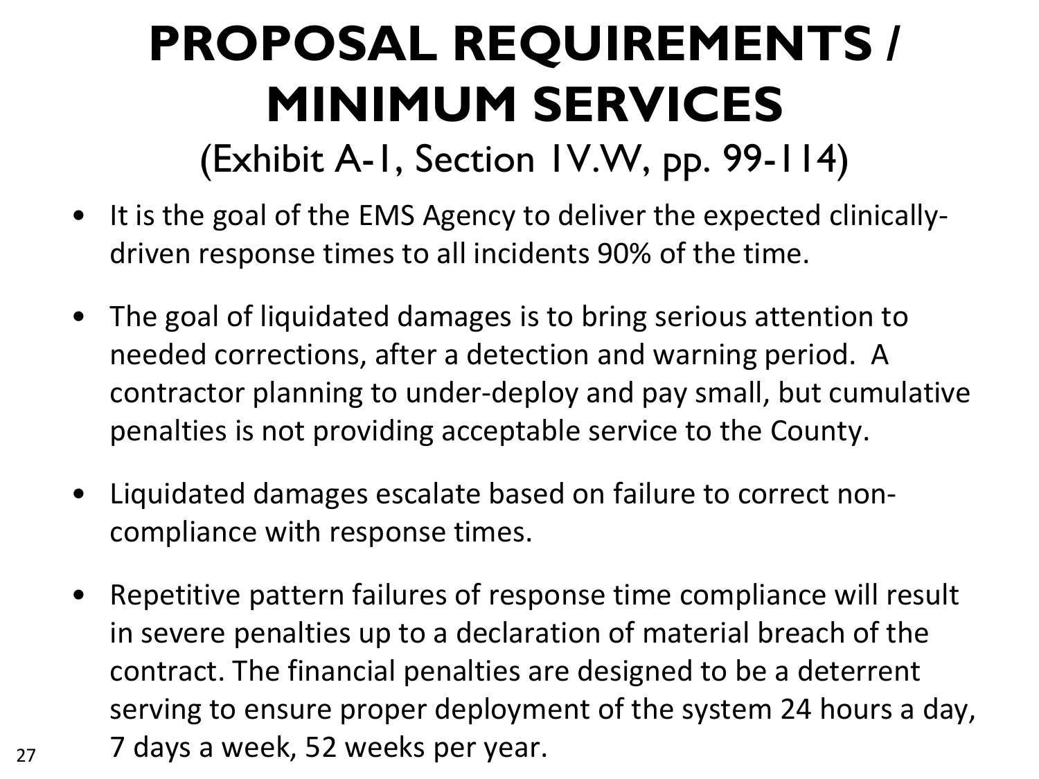# PROPOSAL REQUIREMENTS / MINIMUM SERVICES

(Exhibit A-1, Section IV.W, pp. 99-114)

- It is the goal of the EMS Agency to deliver the expected clinically-driven response times to all incidents 90% of the time.
- The goal of liquidated damages is to bring serious attention to needed corrections, after a detection and warning period. A contractor planning to under-deploy and pay small, but cumulative penalties is not providing acceptable service to the County.
- Liquidated damages escalate based on failure to correct non-compliance with response times.
- Repetitive pattern failures of response time compliance will result in severe penalties up to a declaration of material breach of the contract. The financial penalties are designed to be a deterrent serving to ensure proper deployment of the system 24 hours a day, 7 days a week, 52 weeks per year.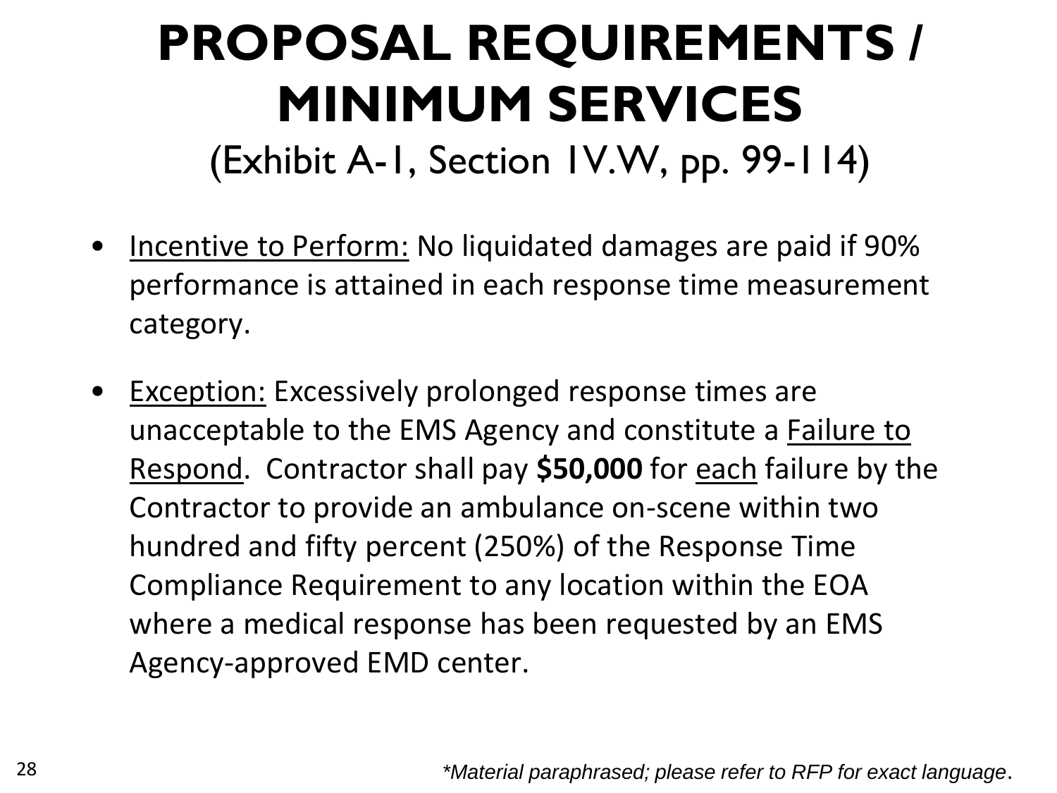# PROPOSAL REQUIREMENTS / MINIMUM SERVICES

(Exhibit A-1, Section 1V.W, pp. 99-114)

- Incentive to Perform: No liquidated damages are paid if 90% performance is attained in each response time measurement category.
- Exception: Excessively prolonged response times are unacceptable to the EMS Agency and constitute a Failure to Respond. Contractor shall pay **$50,000** for each failure by the Contractor to provide an ambulance on-scene within two hundred and fifty percent (250%) of the Response Time Compliance Requirement to any location within the EOA where a medical response has been requested by an EMS Agency-approved EMD center.

*\*Material paraphrased; please refer to RFP for exact language.*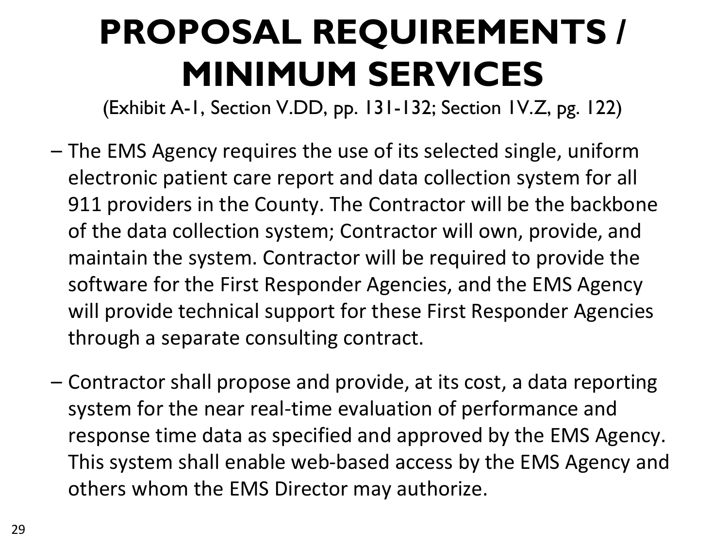# PROPOSAL REQUIREMENTS / MINIMUM SERVICES

(Exhibit A-1, Section V.DD, pp. 131-132; Section 1V.Z, pg. 122)

- The EMS Agency requires the use of its selected single, uniform electronic patient care report and data collection system for all 911 providers in the County. The Contractor will be the backbone of the data collection system; Contractor will own, provide, and maintain the system. Contractor will be required to provide the software for the First Responder Agencies, and the EMS Agency will provide technical support for these First Responder Agencies through a separate consulting contract.

- Contractor shall propose and provide, at its cost, a data reporting system for the near real-time evaluation of performance and response time data as specified and approved by the EMS Agency. This system shall enable web-based access by the EMS Agency and others whom the EMS Director may authorize.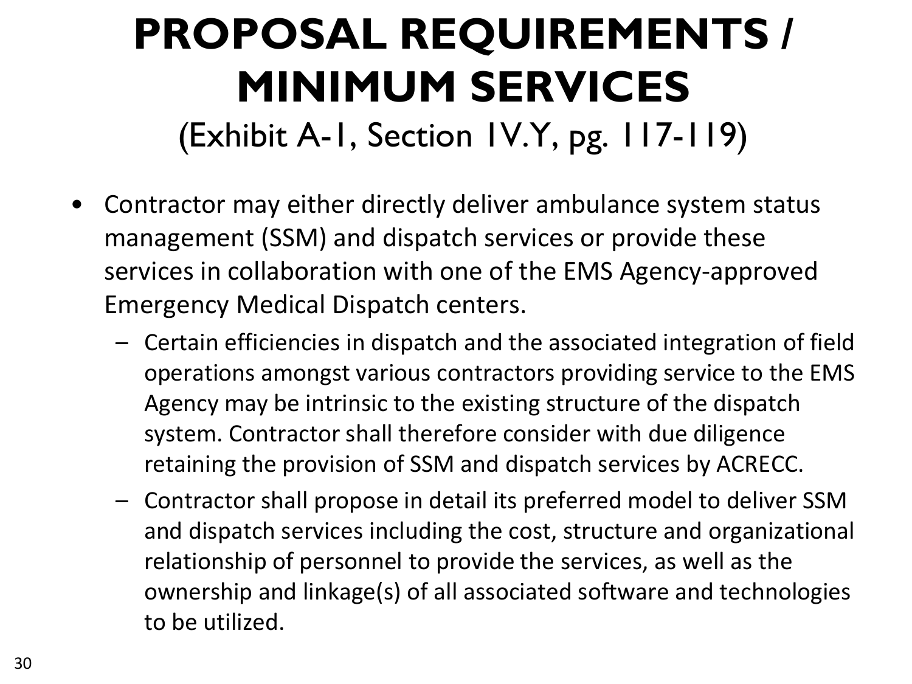# PROPOSAL REQUIREMENTS / MINIMUM SERVICES

(Exhibit A-1, Section IV.Y, pg. 117-119)

- Contractor may either directly deliver ambulance system status management (SSM) and dispatch services or provide these services in collaboration with one of the EMS Agency-approved Emergency Medical Dispatch centers.
  - Certain efficiencies in dispatch and the associated integration of field operations amongst various contractors providing service to the EMS Agency may be intrinsic to the existing structure of the dispatch system. Contractor shall therefore consider with due diligence retaining the provision of SSM and dispatch services by ACRECC.
  - Contractor shall propose in detail its preferred model to deliver SSM and dispatch services including the cost, structure and organizational relationship of personnel to provide the services, as well as the ownership and linkage(s) of all associated software and technologies to be utilized.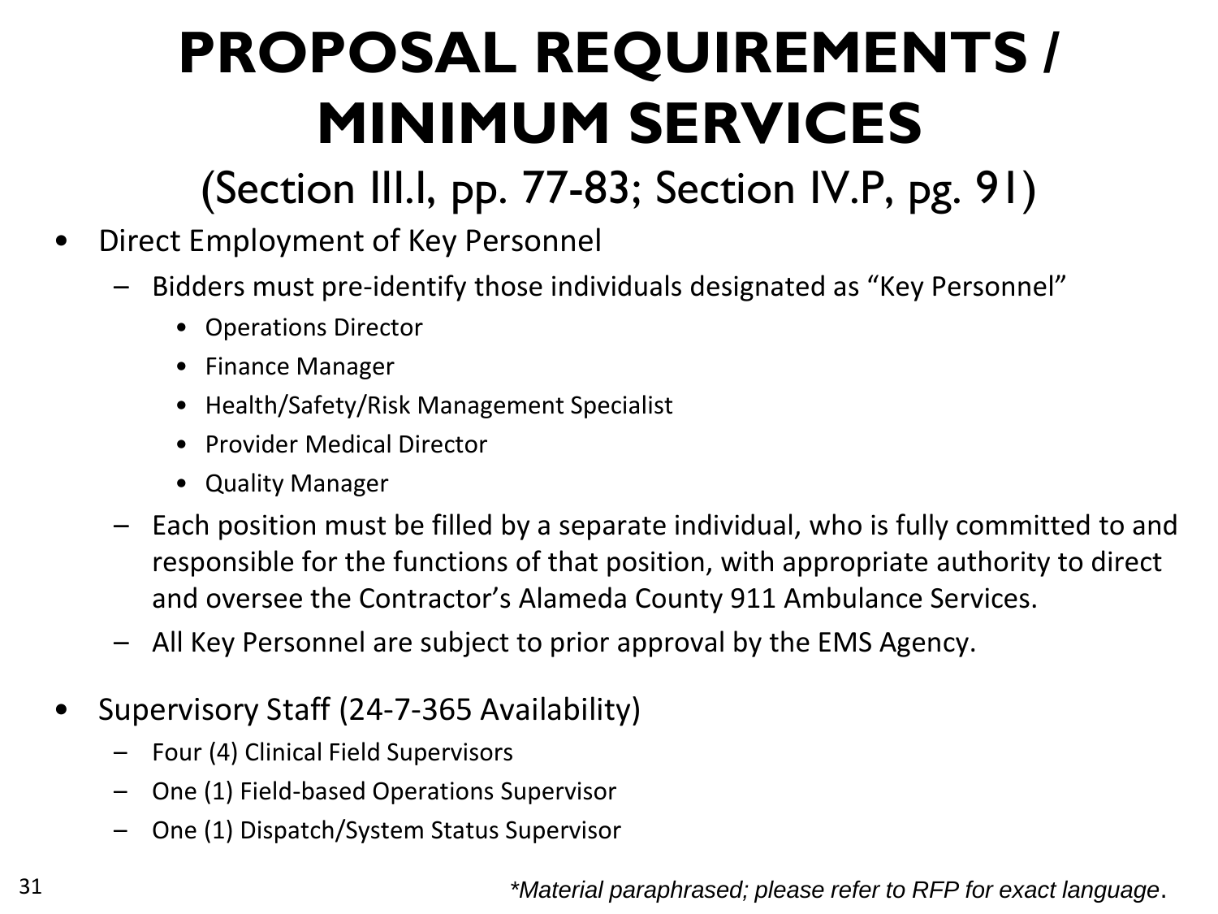# PROPOSAL REQUIREMENTS / MINIMUM SERVICES

## (Section III.I, pp. 77-83; Section IV.P, pg. 91)

- Direct Employment of Key Personnel
  - Bidders must pre-identify those individuals designated as "Key Personnel"
    - Operations Director
    - Finance Manager
    - Health/Safety/Risk Management Specialist
    - Provider Medical Director
    - Quality Manager
  - Each position must be filled by a separate individual, who is fully committed to and responsible for the functions of that position, with appropriate authority to direct and oversee the Contractor's Alameda County 911 Ambulance Services.
  - All Key Personnel are subject to prior approval by the EMS Agency.

- Supervisory Staff (24-7-365 Availability)
  - Four (4) Clinical Field Supervisors
  - One (1) Field-based Operations Supervisor
  - One (1) Dispatch/System Status Supervisor

*\*Material paraphrased; please refer to RFP for exact language.*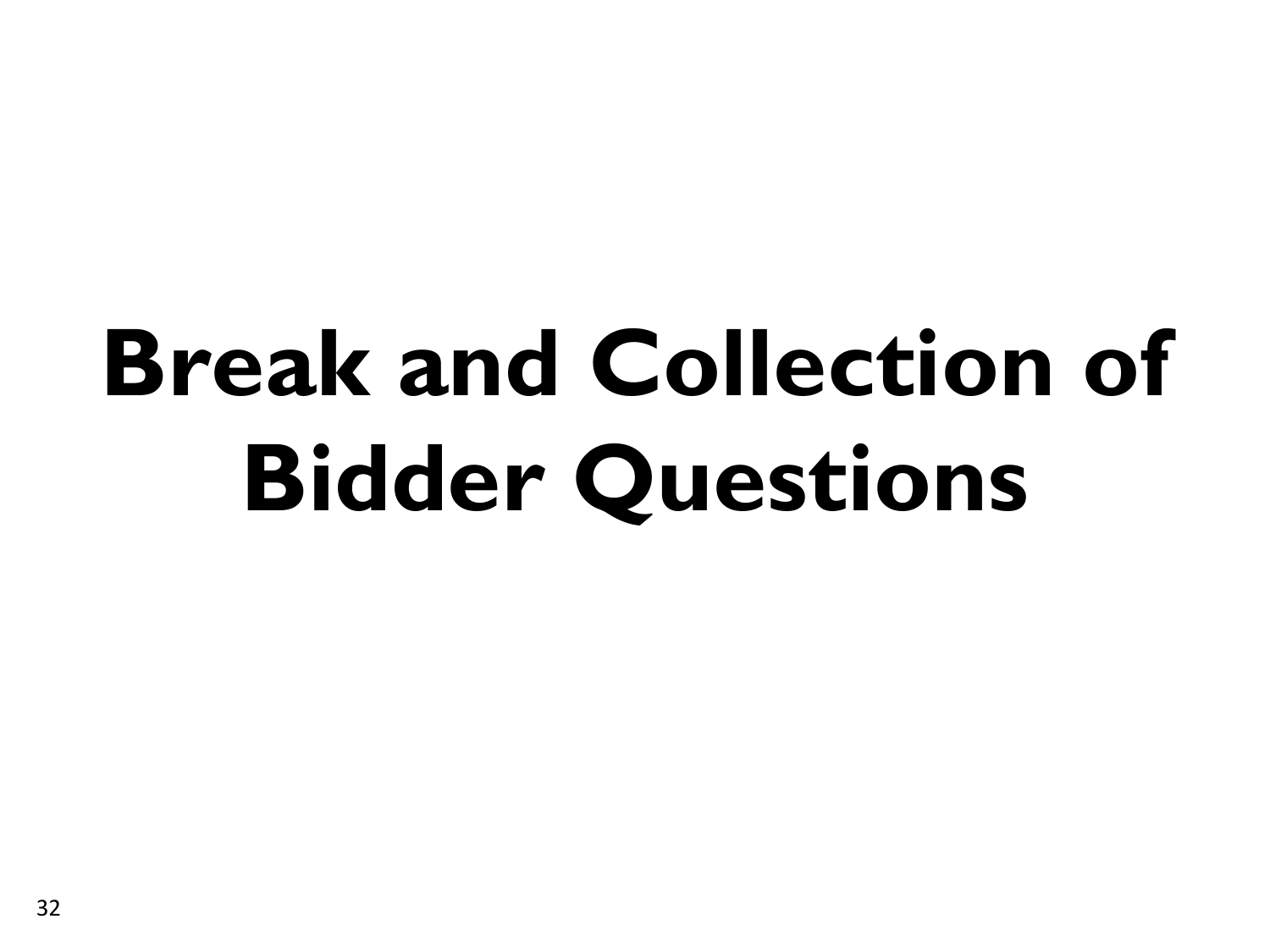# Break and Collection of Bidder Questions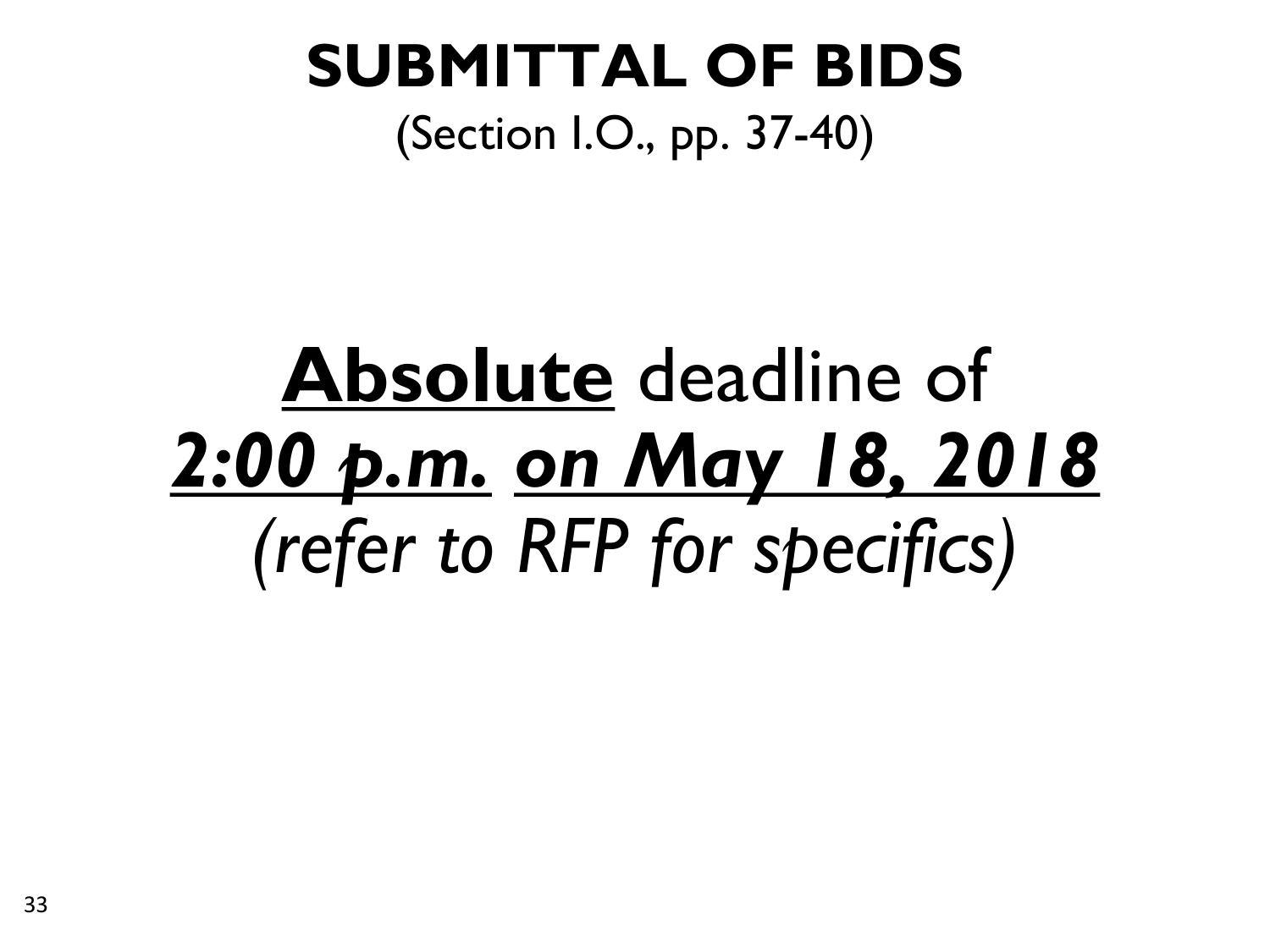# SUBMITTAL OF BIDS

(Section I.O., pp. 37-40)

<u>**Absolute**</u> deadline of

***<u>2:00 p.m.</u> <u>on May 18, 2018</u>***

*(refer to RFP for specifics)*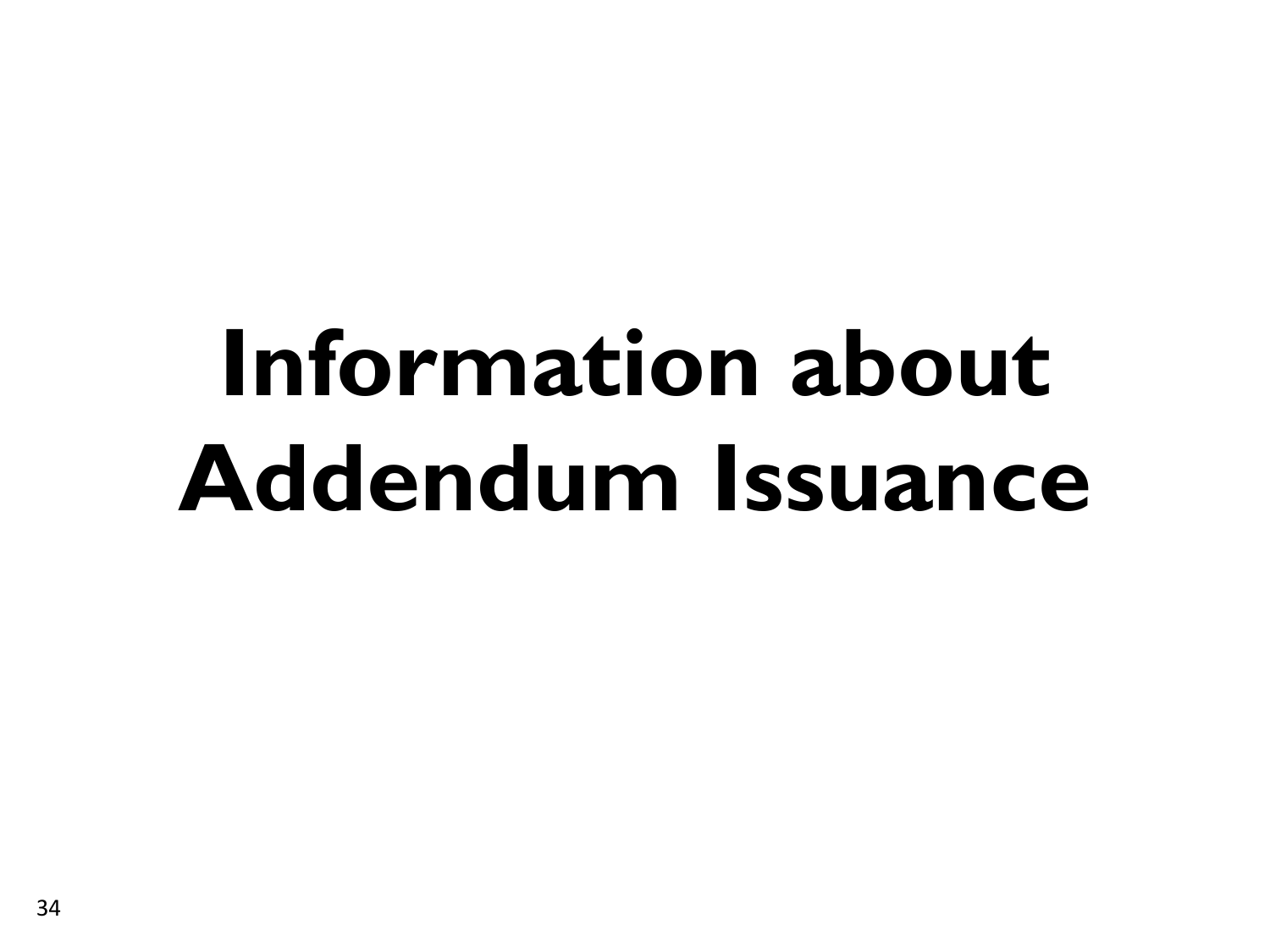# Information about Addendum Issuance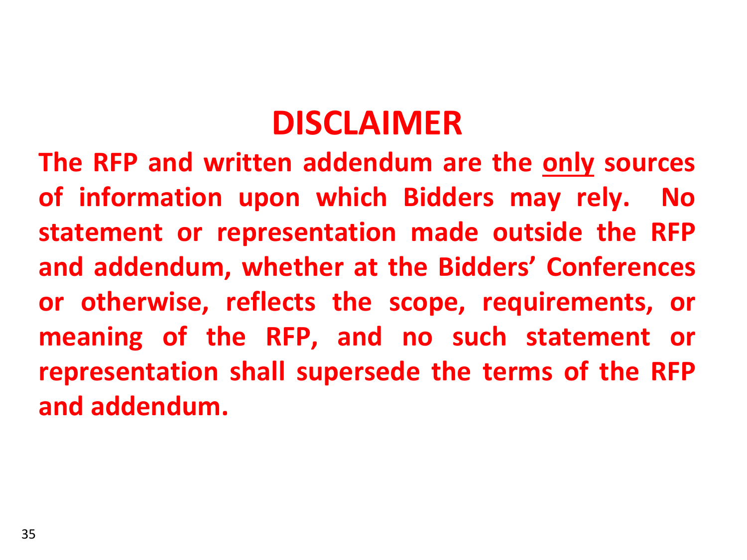# DISCLAIMER

**The RFP and written addendum are the <u>only</u> sources of information upon which Bidders may rely. No statement or representation made outside the RFP and addendum, whether at the Bidders' Conferences or otherwise, reflects the scope, requirements, or meaning of the RFP, and no such statement or representation shall supersede the terms of the RFP and addendum.**